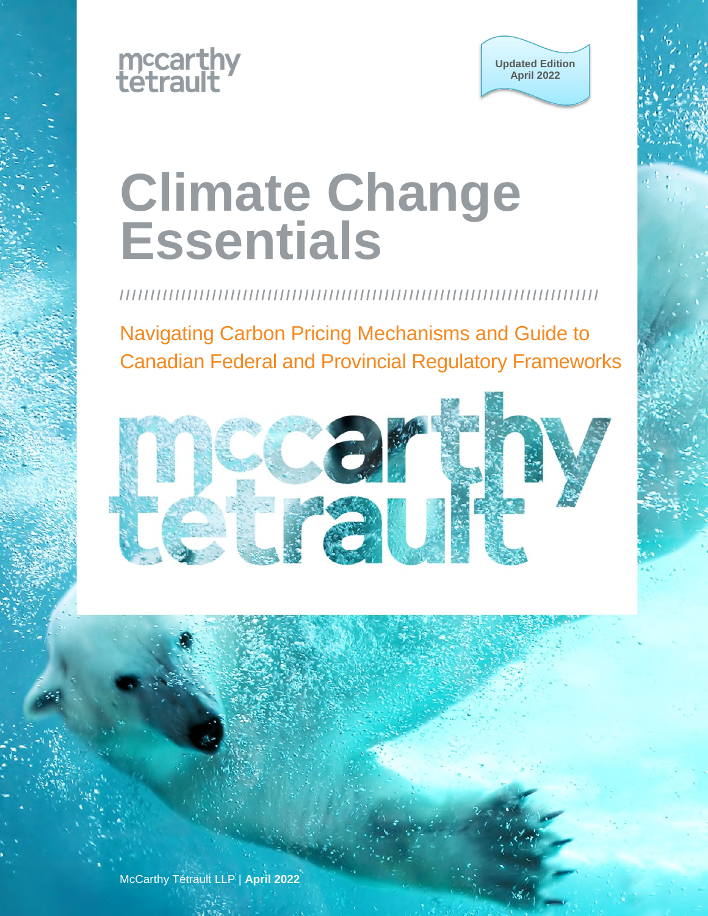mccarthy tétrault

Updated Edition
April 2022

# Climate Change Essentials

Navigating Carbon Pricing Mechanisms and Guide to Canadian Federal and Provincial Regulatory Frameworks

McCarthy Tétrault LLP | **April 2022**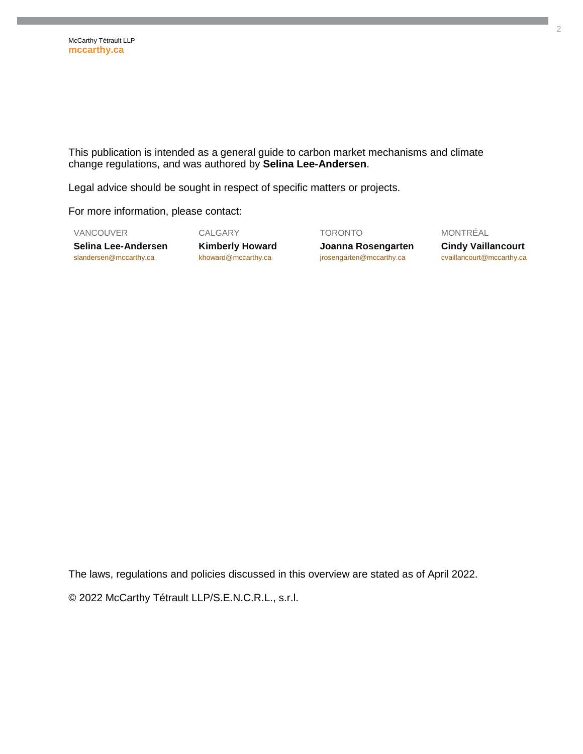McCarthy Tétrault LLP
**mccarthy.ca**

This publication is intended as a general guide to carbon market mechanisms and climate change regulations, and was authored by **Selina Lee-Andersen**.

Legal advice should be sought in respect of specific matters or projects.

For more information, please contact:

| VANCOUVER | CALGARY | TORONTO | MONTRÉAL |
| --- | --- | --- | --- |
| **Selina Lee-Andersen** | **Kimberly Howard** | **Joanna Rosengarten** | **Cindy Vaillancourt** |
| slandersen@mccarthy.ca | khoward@mccarthy.ca | jrosengarten@mccarthy.ca | cvaillancourt@mccarthy.ca |

The laws, regulations and policies discussed in this overview are stated as of April 2022.

© 2022 McCarthy Tétrault LLP/S.E.N.C.R.L., s.r.l.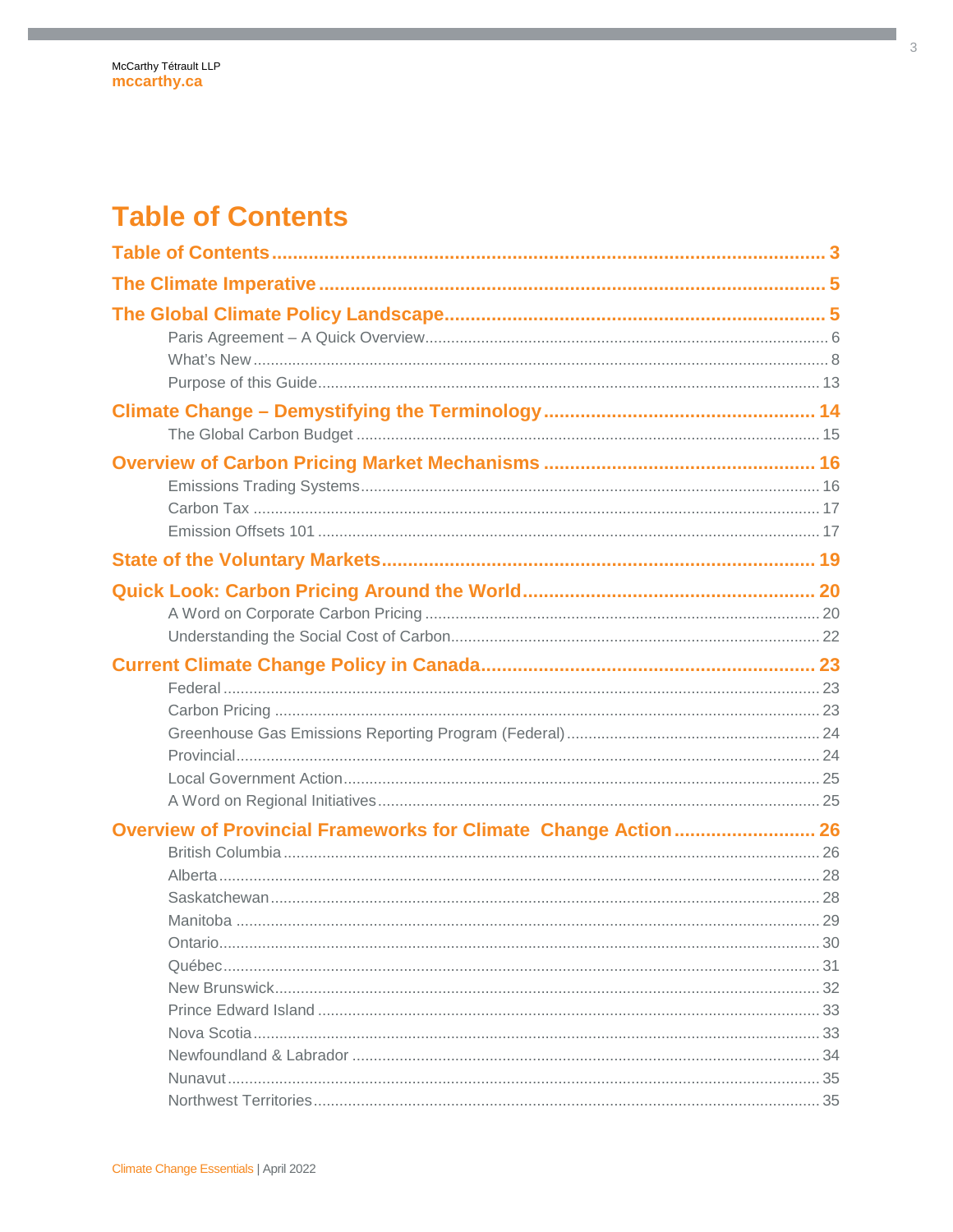# Table of Contents

**Table of Contents** ..... 3

**The Climate Imperative** ..... 5

**The Global Climate Policy Landscape** ..... 5

- Paris Agreement – A Quick Overview ..... 6
- What's New ..... 8
- Purpose of this Guide ..... 13

**Climate Change – Demystifying the Terminology** ..... 14

- The Global Carbon Budget ..... 15

**Overview of Carbon Pricing Market Mechanisms** ..... 16

- Emissions Trading Systems ..... 16
- Carbon Tax ..... 17
- Emission Offsets 101 ..... 17

**State of the Voluntary Markets** ..... 19

**Quick Look: Carbon Pricing Around the World** ..... 20

- A Word on Corporate Carbon Pricing ..... 20
- Understanding the Social Cost of Carbon ..... 22

**Current Climate Change Policy in Canada** ..... 23

- Federal ..... 23
- Carbon Pricing ..... 23
- Greenhouse Gas Emissions Reporting Program (Federal) ..... 24
- Provincial ..... 24
- Local Government Action ..... 25
- A Word on Regional Initiatives ..... 25

**Overview of Provincial Frameworks for Climate Change Action** ..... 26

- British Columbia ..... 26
- Alberta ..... 28
- Saskatchewan ..... 28
- Manitoba ..... 29
- Ontario ..... 30
- Québec ..... 31
- New Brunswick ..... 32
- Prince Edward Island ..... 33
- Nova Scotia ..... 33
- Newfoundland & Labrador ..... 34
- Nunavut ..... 35
- Northwest Territories ..... 35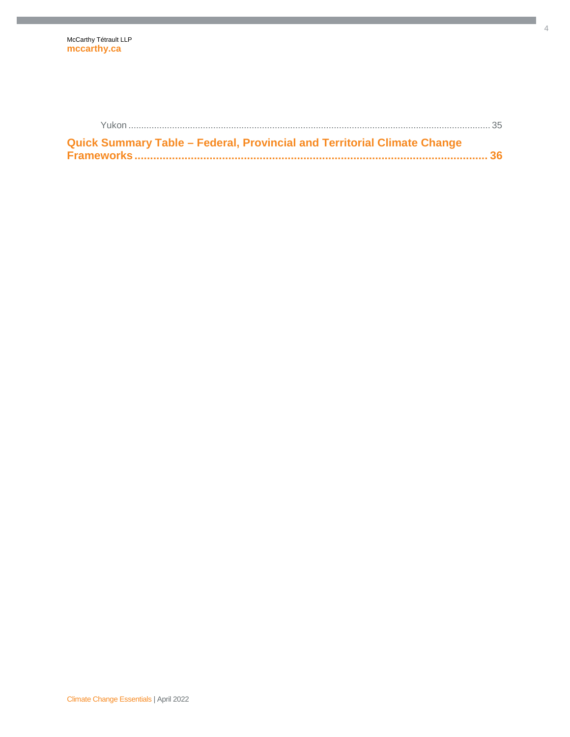Yukon ........................................................................................................................................ 35

**Quick Summary Table – Federal, Provincial and Territorial Climate Change Frameworks ............................................................................................................ 36**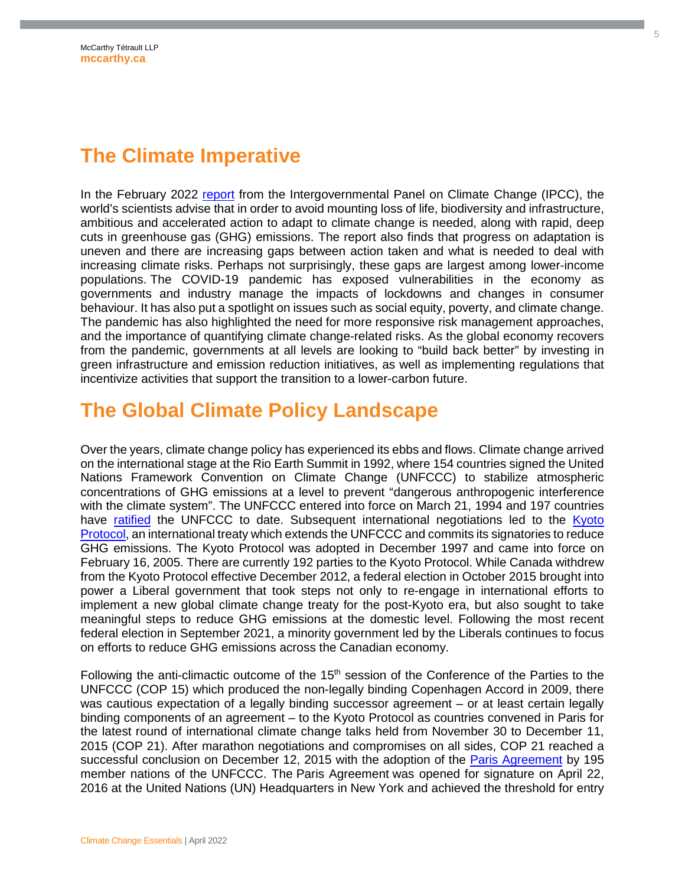## The Climate Imperative

In the February 2022 [report](report) from the Intergovernmental Panel on Climate Change (IPCC), the world's scientists advise that in order to avoid mounting loss of life, biodiversity and infrastructure, ambitious and accelerated action to adapt to climate change is needed, along with rapid, deep cuts in greenhouse gas (GHG) emissions. The report also finds that progress on adaptation is uneven and there are increasing gaps between action taken and what is needed to deal with increasing climate risks. Perhaps not surprisingly, these gaps are largest among lower-income populations. The COVID-19 pandemic has exposed vulnerabilities in the economy as governments and industry manage the impacts of lockdowns and changes in consumer behaviour. It has also put a spotlight on issues such as social equity, poverty, and climate change. The pandemic has also highlighted the need for more responsive risk management approaches, and the importance of quantifying climate change-related risks. As the global economy recovers from the pandemic, governments at all levels are looking to "build back better" by investing in green infrastructure and emission reduction initiatives, as well as implementing regulations that incentivize activities that support the transition to a lower-carbon future.

## The Global Climate Policy Landscape

Over the years, climate change policy has experienced its ebbs and flows. Climate change arrived on the international stage at the Rio Earth Summit in 1992, where 154 countries signed the United Nations Framework Convention on Climate Change (UNFCCC) to stabilize atmospheric concentrations of GHG emissions at a level to prevent "dangerous anthropogenic interference with the climate system". The UNFCCC entered into force on March 21, 1994 and 197 countries have ratified the UNFCCC to date. Subsequent international negotiations led to the Kyoto Protocol, an international treaty which extends the UNFCCC and commits its signatories to reduce GHG emissions. The Kyoto Protocol was adopted in December 1997 and came into force on February 16, 2005. There are currently 192 parties to the Kyoto Protocol. While Canada withdrew from the Kyoto Protocol effective December 2012, a federal election in October 2015 brought into power a Liberal government that took steps not only to re-engage in international efforts to implement a new global climate change treaty for the post-Kyoto era, but also sought to take meaningful steps to reduce GHG emissions at the domestic level. Following the most recent federal election in September 2021, a minority government led by the Liberals continues to focus on efforts to reduce GHG emissions across the Canadian economy.

Following the anti-climactic outcome of the 15th session of the Conference of the Parties to the UNFCCC (COP 15) which produced the non-legally binding Copenhagen Accord in 2009, there was cautious expectation of a legally binding successor agreement – or at least certain legally binding components of an agreement – to the Kyoto Protocol as countries convened in Paris for the latest round of international climate change talks held from November 30 to December 11, 2015 (COP 21). After marathon negotiations and compromises on all sides, COP 21 reached a successful conclusion on December 12, 2015 with the adoption of the Paris Agreement by 195 member nations of the UNFCCC. The Paris Agreement was opened for signature on April 22, 2016 at the United Nations (UN) Headquarters in New York and achieved the threshold for entry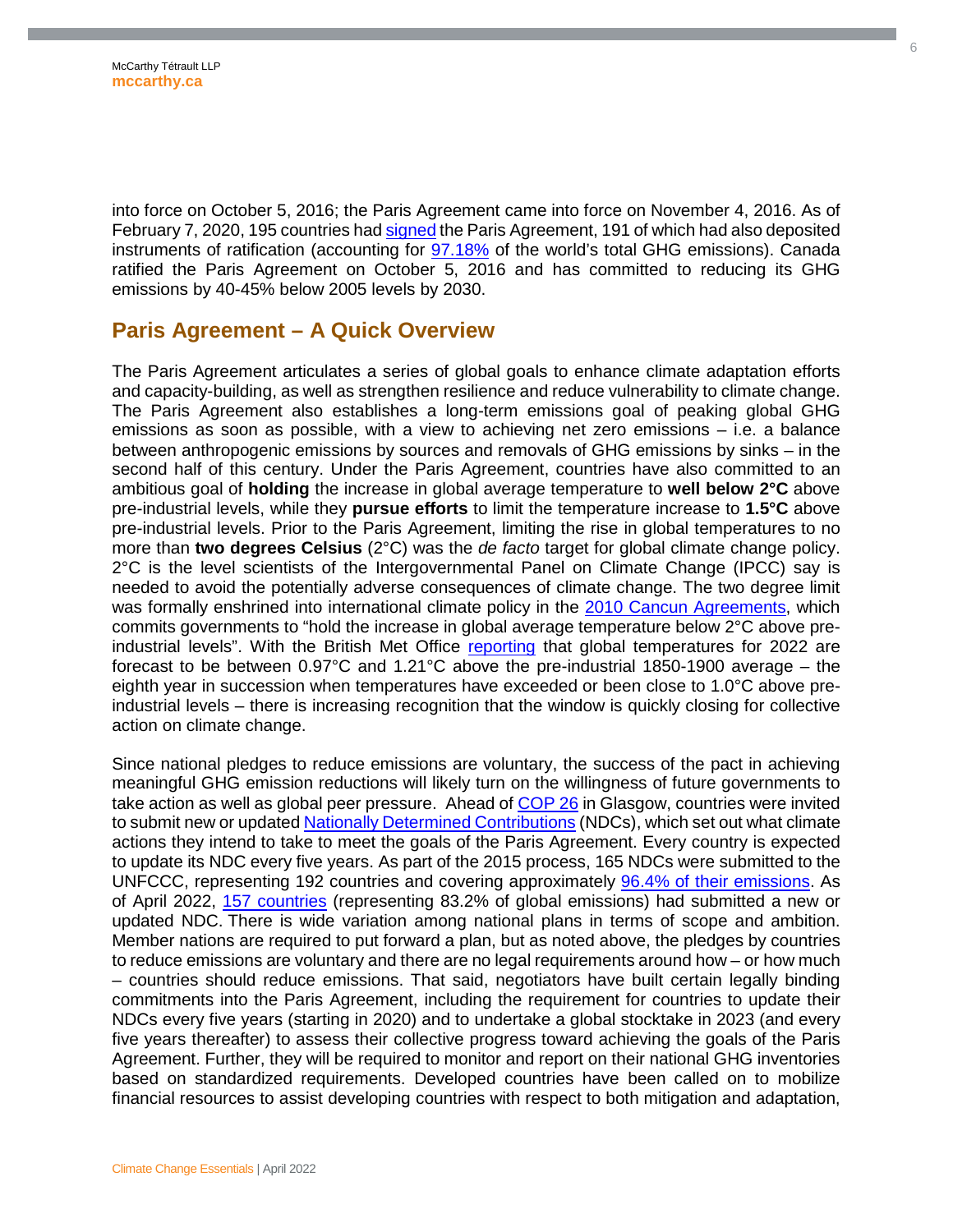into force on October 5, 2016; the Paris Agreement came into force on November 4, 2016. As of February 7, 2020, 195 countries had signed the Paris Agreement, 191 of which had also deposited instruments of ratification (accounting for 97.18% of the world's total GHG emissions). Canada ratified the Paris Agreement on October 5, 2016 and has committed to reducing its GHG emissions by 40-45% below 2005 levels by 2030.

## Paris Agreement – A Quick Overview

The Paris Agreement articulates a series of global goals to enhance climate adaptation efforts and capacity-building, as well as strengthen resilience and reduce vulnerability to climate change. The Paris Agreement also establishes a long-term emissions goal of peaking global GHG emissions as soon as possible, with a view to achieving net zero emissions – i.e. a balance between anthropogenic emissions by sources and removals of GHG emissions by sinks – in the second half of this century. Under the Paris Agreement, countries have also committed to an ambitious goal of **holding** the increase in global average temperature to **well below 2°C** above pre-industrial levels, while they **pursue efforts** to limit the temperature increase to **1.5°C** above pre-industrial levels. Prior to the Paris Agreement, limiting the rise in global temperatures to no more than **two degrees Celsius** (2°C) was the *de facto* target for global climate change policy. 2°C is the level scientists of the Intergovernmental Panel on Climate Change (IPCC) say is needed to avoid the potentially adverse consequences of climate change. The two degree limit was formally enshrined into international climate policy in the 2010 Cancun Agreements, which commits governments to "hold the increase in global average temperature below 2°C above pre-industrial levels". With the British Met Office reporting that global temperatures for 2022 are forecast to be between 0.97°C and 1.21°C above the pre-industrial 1850-1900 average – the eighth year in succession when temperatures have exceeded or been close to 1.0°C above pre-industrial levels – there is increasing recognition that the window is quickly closing for collective action on climate change.

Since national pledges to reduce emissions are voluntary, the success of the pact in achieving meaningful GHG emission reductions will likely turn on the willingness of future governments to take action as well as global peer pressure. Ahead of COP 26 in Glasgow, countries were invited to submit new or updated Nationally Determined Contributions (NDCs), which set out what climate actions they intend to take to meet the goals of the Paris Agreement. Every country is expected to update its NDC every five years. As part of the 2015 process, 165 NDCs were submitted to the UNFCCC, representing 192 countries and covering approximately 96.4% of their emissions. As of April 2022, 157 countries (representing 83.2% of global emissions) had submitted a new or updated NDC. There is wide variation among national plans in terms of scope and ambition. Member nations are required to put forward a plan, but as noted above, the pledges by countries to reduce emissions are voluntary and there are no legal requirements around how – or how much – countries should reduce emissions. That said, negotiators have built certain legally binding commitments into the Paris Agreement, including the requirement for countries to update their NDCs every five years (starting in 2020) and to undertake a global stocktake in 2023 (and every five years thereafter) to assess their collective progress toward achieving the goals of the Paris Agreement. Further, they will be required to monitor and report on their national GHG inventories based on standardized requirements. Developed countries have been called on to mobilize financial resources to assist developing countries with respect to both mitigation and adaptation,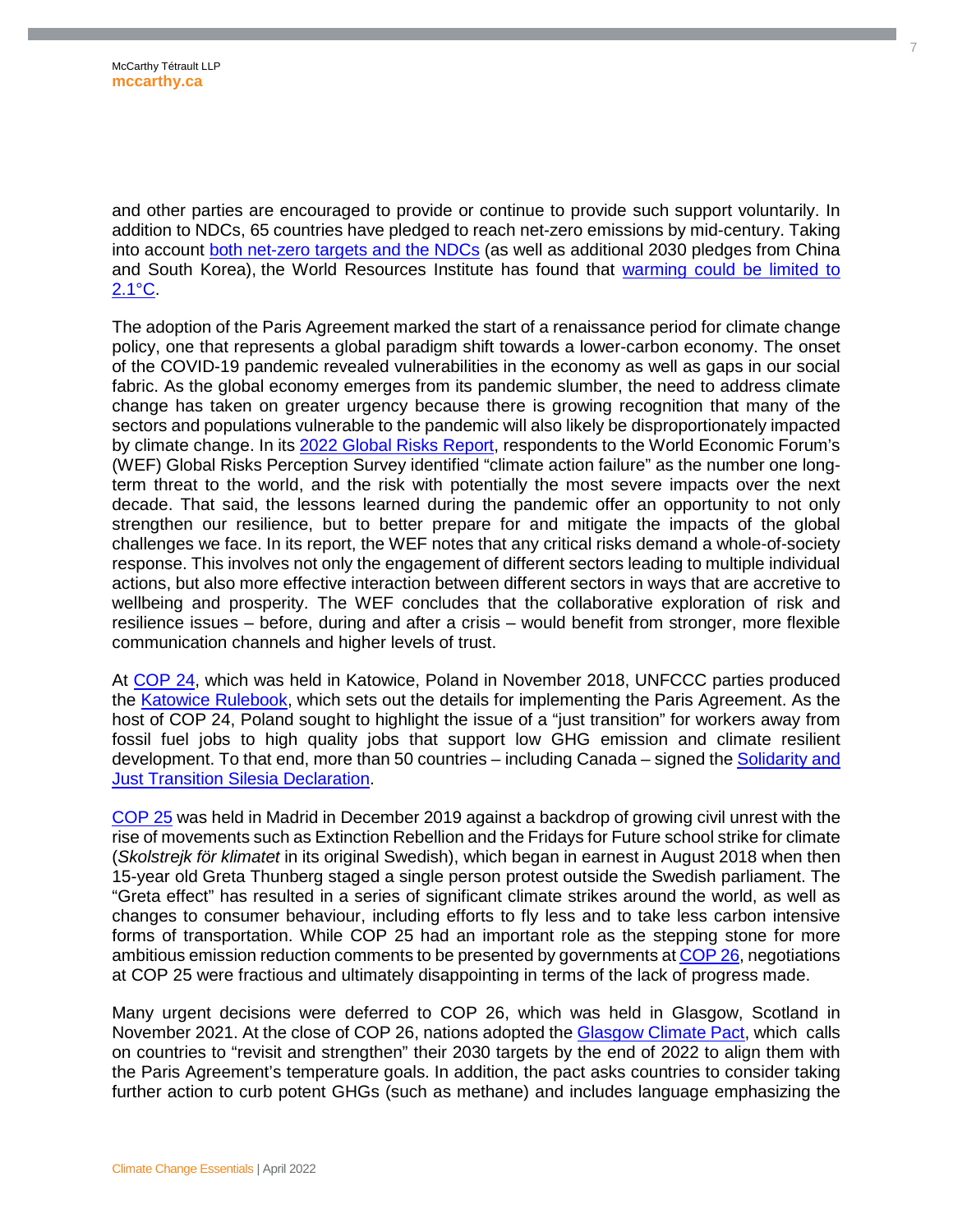and other parties are encouraged to provide or continue to provide such support voluntarily. In addition to NDCs, 65 countries have pledged to reach net-zero emissions by mid-century. Taking into account both net-zero targets and the NDCs (as well as additional 2030 pledges from China and South Korea), the World Resources Institute has found that warming could be limited to 2.1°C.

The adoption of the Paris Agreement marked the start of a renaissance period for climate change policy, one that represents a global paradigm shift towards a lower-carbon economy. The onset of the COVID-19 pandemic revealed vulnerabilities in the economy as well as gaps in our social fabric. As the global economy emerges from its pandemic slumber, the need to address climate change has taken on greater urgency because there is growing recognition that many of the sectors and populations vulnerable to the pandemic will also likely be disproportionately impacted by climate change. In its 2022 Global Risks Report, respondents to the World Economic Forum's (WEF) Global Risks Perception Survey identified "climate action failure" as the number one long-term threat to the world, and the risk with potentially the most severe impacts over the next decade. That said, the lessons learned during the pandemic offer an opportunity to not only strengthen our resilience, but to better prepare for and mitigate the impacts of the global challenges we face. In its report, the WEF notes that any critical risks demand a whole-of-society response. This involves not only the engagement of different sectors leading to multiple individual actions, but also more effective interaction between different sectors in ways that are accretive to wellbeing and prosperity. The WEF concludes that the collaborative exploration of risk and resilience issues – before, during and after a crisis – would benefit from stronger, more flexible communication channels and higher levels of trust.

At COP 24, which was held in Katowice, Poland in November 2018, UNFCCC parties produced the Katowice Rulebook, which sets out the details for implementing the Paris Agreement. As the host of COP 24, Poland sought to highlight the issue of a "just transition" for workers away from fossil fuel jobs to high quality jobs that support low GHG emission and climate resilient development. To that end, more than 50 countries – including Canada – signed the Solidarity and Just Transition Silesia Declaration.

COP 25 was held in Madrid in December 2019 against a backdrop of growing civil unrest with the rise of movements such as Extinction Rebellion and the Fridays for Future school strike for climate (*Skolstrejk för klimatet* in its original Swedish), which began in earnest in August 2018 when then 15-year old Greta Thunberg staged a single person protest outside the Swedish parliament. The "Greta effect" has resulted in a series of significant climate strikes around the world, as well as changes to consumer behaviour, including efforts to fly less and to take less carbon intensive forms of transportation. While COP 25 had an important role as the stepping stone for more ambitious emission reduction comments to be presented by governments at COP 26, negotiations at COP 25 were fractious and ultimately disappointing in terms of the lack of progress made.

Many urgent decisions were deferred to COP 26, which was held in Glasgow, Scotland in November 2021. At the close of COP 26, nations adopted the Glasgow Climate Pact, which calls on countries to "revisit and strengthen" their 2030 targets by the end of 2022 to align them with the Paris Agreement's temperature goals. In addition, the pact asks countries to consider taking further action to curb potent GHGs (such as methane) and includes language emphasizing the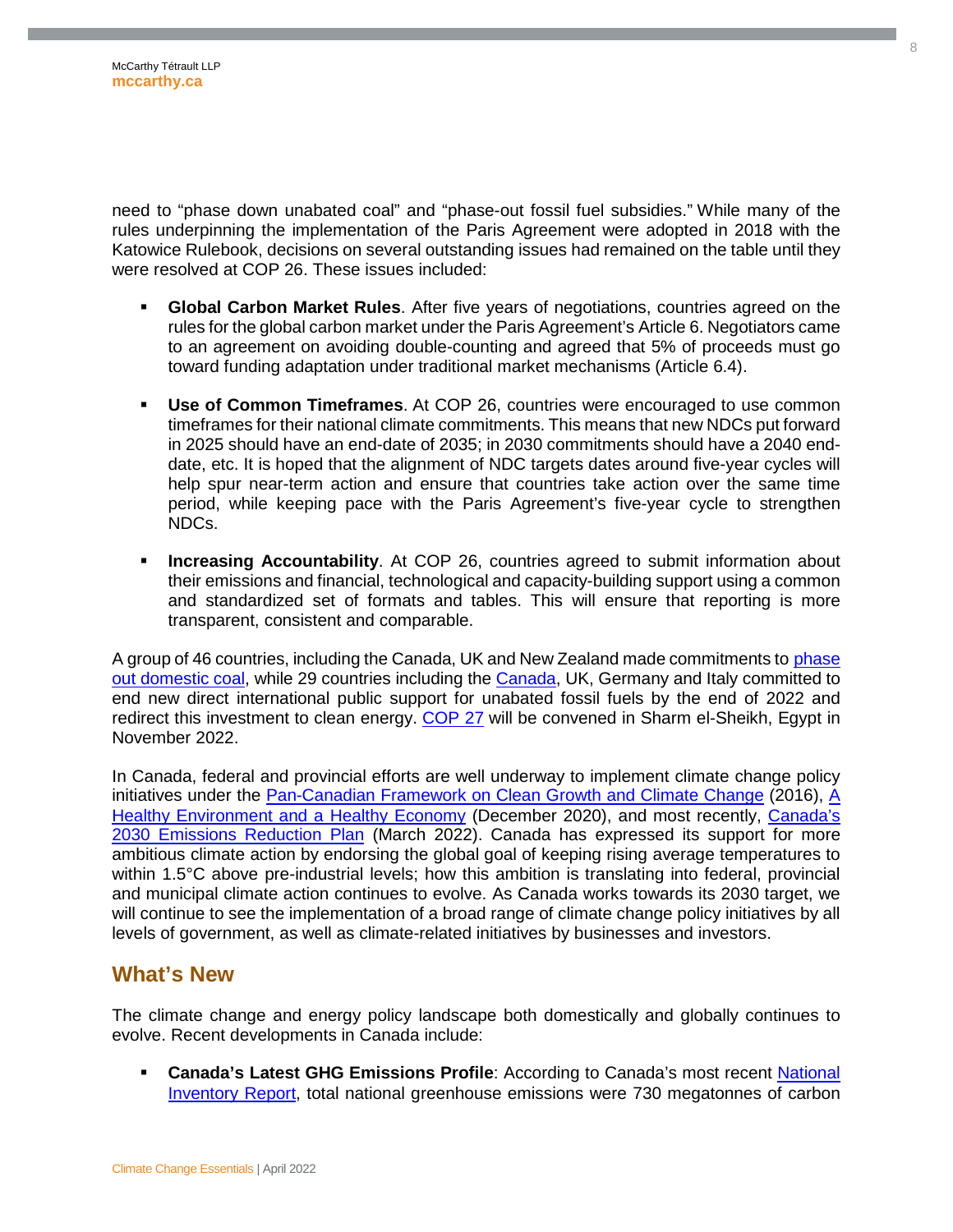need to "phase down unabated coal" and "phase-out fossil fuel subsidies." While many of the rules underpinning the implementation of the Paris Agreement were adopted in 2018 with the Katowice Rulebook, decisions on several outstanding issues had remained on the table until they were resolved at COP 26. These issues included:

- **Global Carbon Market Rules**. After five years of negotiations, countries agreed on the rules for the global carbon market under the Paris Agreement's Article 6. Negotiators came to an agreement on avoiding double-counting and agreed that 5% of proceeds must go toward funding adaptation under traditional market mechanisms (Article 6.4).

- **Use of Common Timeframes**. At COP 26, countries were encouraged to use common timeframes for their national climate commitments. This means that new NDCs put forward in 2025 should have an end-date of 2035; in 2030 commitments should have a 2040 end-date, etc. It is hoped that the alignment of NDC targets dates around five-year cycles will help spur near-term action and ensure that countries take action over the same time period, while keeping pace with the Paris Agreement's five-year cycle to strengthen NDCs.

- **Increasing Accountability**. At COP 26, countries agreed to submit information about their emissions and financial, technological and capacity-building support using a common and standardized set of formats and tables. This will ensure that reporting is more transparent, consistent and comparable.

A group of 46 countries, including the Canada, UK and New Zealand made commitments to phase out domestic coal, while 29 countries including the Canada, UK, Germany and Italy committed to end new direct international public support for unabated fossil fuels by the end of 2022 and redirect this investment to clean energy. COP 27 will be convened in Sharm el-Sheikh, Egypt in November 2022.

In Canada, federal and provincial efforts are well underway to implement climate change policy initiatives under the Pan-Canadian Framework on Clean Growth and Climate Change (2016), A Healthy Environment and a Healthy Economy (December 2020), and most recently, Canada's 2030 Emissions Reduction Plan (March 2022). Canada has expressed its support for more ambitious climate action by endorsing the global goal of keeping rising average temperatures to within 1.5°C above pre-industrial levels; how this ambition is translating into federal, provincial and municipal climate action continues to evolve. As Canada works towards its 2030 target, we will continue to see the implementation of a broad range of climate change policy initiatives by all levels of government, as well as climate-related initiatives by businesses and investors.

## What's New

The climate change and energy policy landscape both domestically and globally continues to evolve. Recent developments in Canada include:

- **Canada's Latest GHG Emissions Profile**: According to Canada's most recent National Inventory Report, total national greenhouse emissions were 730 megatonnes of carbon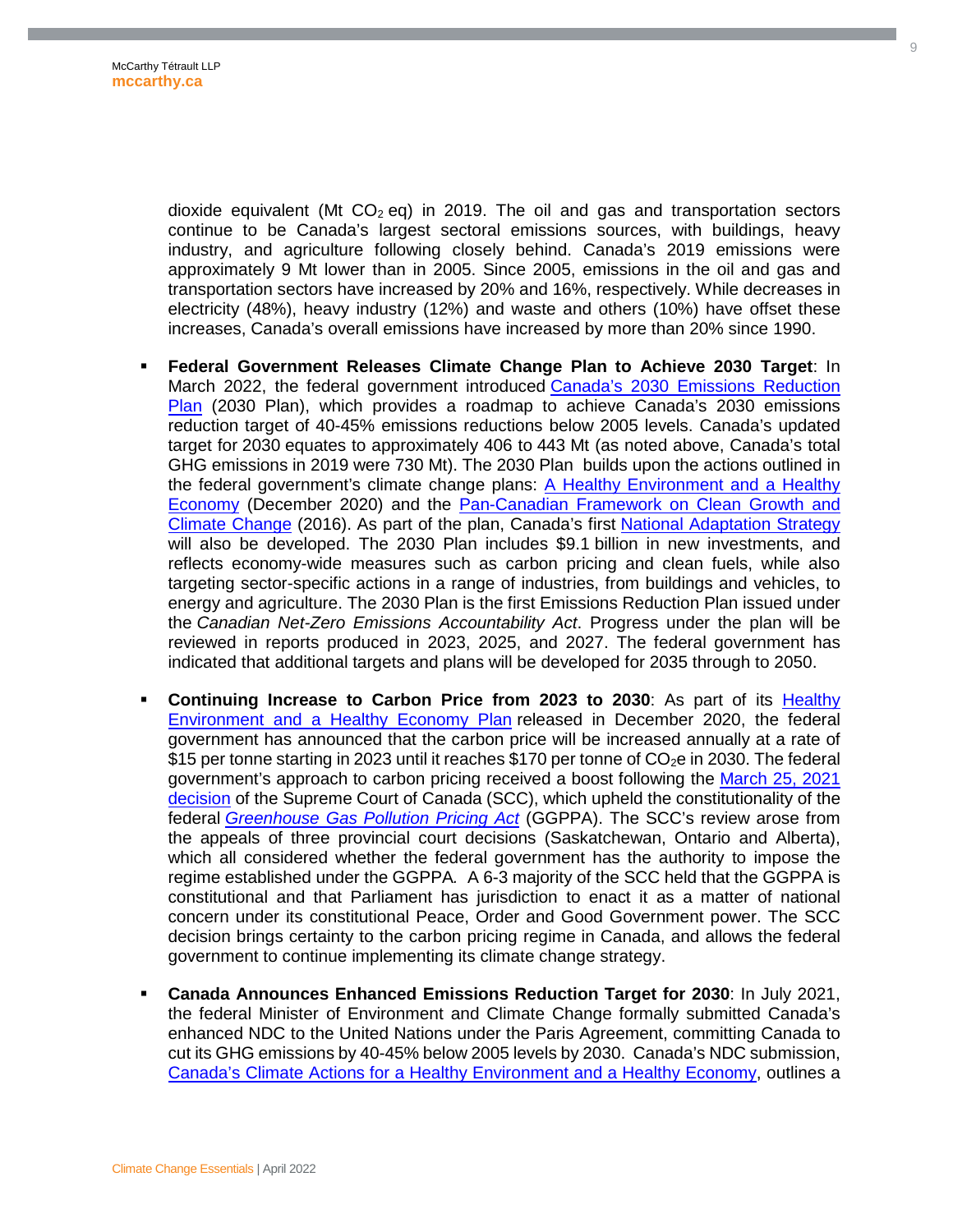dioxide equivalent (Mt $CO_2$ eq) in 2019. The oil and gas and transportation sectors continue to be Canada's largest sectoral emissions sources, with buildings, heavy industry, and agriculture following closely behind. Canada's 2019 emissions were approximately 9 Mt lower than in 2005. Since 2005, emissions in the oil and gas and transportation sectors have increased by 20% and 16%, respectively. While decreases in electricity (48%), heavy industry (12%) and waste and others (10%) have offset these increases, Canada's overall emissions have increased by more than 20% since 1990.

- **Federal Government Releases Climate Change Plan to Achieve 2030 Target**: In March 2022, the federal government introduced Canada's 2030 Emissions Reduction Plan (2030 Plan), which provides a roadmap to achieve Canada's 2030 emissions reduction target of 40-45% emissions reductions below 2005 levels. Canada's updated target for 2030 equates to approximately 406 to 443 Mt (as noted above, Canada's total GHG emissions in 2019 were 730 Mt). The 2030 Plan builds upon the actions outlined in the federal government's climate change plans: A Healthy Environment and a Healthy Economy (December 2020) and the Pan-Canadian Framework on Clean Growth and Climate Change (2016). As part of the plan, Canada's first National Adaptation Strategy will also be developed. The 2030 Plan includes $9.1 billion in new investments, and reflects economy-wide measures such as carbon pricing and clean fuels, while also targeting sector-specific actions in a range of industries, from buildings and vehicles, to energy and agriculture. The 2030 Plan is the first Emissions Reduction Plan issued under the *Canadian Net-Zero Emissions Accountability Act*. Progress under the plan will be reviewed in reports produced in 2023, 2025, and 2027. The federal government has indicated that additional targets and plans will be developed for 2035 through to 2050.

- **Continuing Increase to Carbon Price from 2023 to 2030**: As part of its Healthy Environment and a Healthy Economy Plan released in December 2020, the federal government has announced that the carbon price will be increased annually at a rate of $15 per tonne starting in 2023 until it reaches $170 per tonne of $CO_2e$ in 2030. The federal government's approach to carbon pricing received a boost following the March 25, 2021 decision of the Supreme Court of Canada (SCC), which upheld the constitutionality of the federal *Greenhouse Gas Pollution Pricing Act* (GGPPA). The SCC's review arose from the appeals of three provincial court decisions (Saskatchewan, Ontario and Alberta), which all considered whether the federal government has the authority to impose the regime established under the GGPPA. A 6-3 majority of the SCC held that the GGPPA is constitutional and that Parliament has jurisdiction to enact it as a matter of national concern under its constitutional Peace, Order and Good Government power. The SCC decision brings certainty to the carbon pricing regime in Canada, and allows the federal government to continue implementing its climate change strategy.

- **Canada Announces Enhanced Emissions Reduction Target for 2030**: In July 2021, the federal Minister of Environment and Climate Change formally submitted Canada's enhanced NDC to the United Nations under the Paris Agreement, committing Canada to cut its GHG emissions by 40-45% below 2005 levels by 2030. Canada's NDC submission, Canada's Climate Actions for a Healthy Environment and a Healthy Economy, outlines a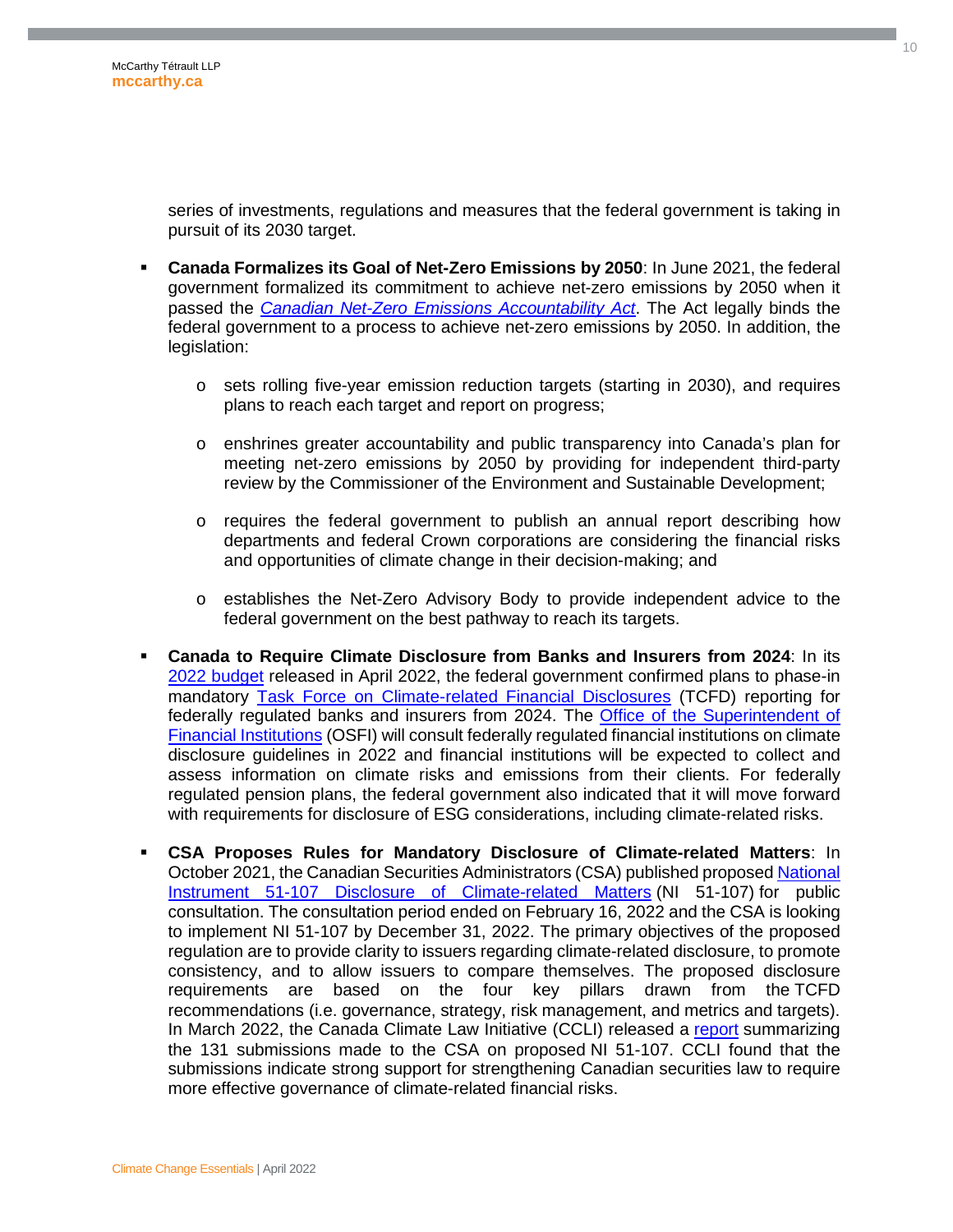series of investments, regulations and measures that the federal government is taking in pursuit of its 2030 target.

- **Canada Formalizes its Goal of Net-Zero Emissions by 2050**: In June 2021, the federal government formalized its commitment to achieve net-zero emissions by 2050 when it passed the *Canadian Net-Zero Emissions Accountability Act*. The Act legally binds the federal government to a process to achieve net-zero emissions by 2050. In addition, the legislation:
  - sets rolling five-year emission reduction targets (starting in 2030), and requires plans to reach each target and report on progress;
  - enshrines greater accountability and public transparency into Canada's plan for meeting net-zero emissions by 2050 by providing for independent third-party review by the Commissioner of the Environment and Sustainable Development;
  - requires the federal government to publish an annual report describing how departments and federal Crown corporations are considering the financial risks and opportunities of climate change in their decision-making; and
  - establishes the Net-Zero Advisory Body to provide independent advice to the federal government on the best pathway to reach its targets.
- **Canada to Require Climate Disclosure from Banks and Insurers from 2024**: In its 2022 budget released in April 2022, the federal government confirmed plans to phase-in mandatory Task Force on Climate-related Financial Disclosures (TCFD) reporting for federally regulated banks and insurers from 2024. The Office of the Superintendent of Financial Institutions (OSFI) will consult federally regulated financial institutions on climate disclosure guidelines in 2022 and financial institutions will be expected to collect and assess information on climate risks and emissions from their clients. For federally regulated pension plans, the federal government also indicated that it will move forward with requirements for disclosure of ESG considerations, including climate-related risks.
- **CSA Proposes Rules for Mandatory Disclosure of Climate-related Matters**: In October 2021, the Canadian Securities Administrators (CSA) published proposed National Instrument 51-107 Disclosure of Climate-related Matters (NI 51-107) for public consultation. The consultation period ended on February 16, 2022 and the CSA is looking to implement NI 51-107 by December 31, 2022. The primary objectives of the proposed regulation are to provide clarity to issuers regarding climate-related disclosure, to promote consistency, and to allow issuers to compare themselves. The proposed disclosure requirements are based on the four key pillars drawn from the TCFD recommendations (i.e. governance, strategy, risk management, and metrics and targets). In March 2022, the Canada Climate Law Initiative (CCLI) released a report summarizing the 131 submissions made to the CSA on proposed NI 51-107. CCLI found that the submissions indicate strong support for strengthening Canadian securities law to require more effective governance of climate-related financial risks.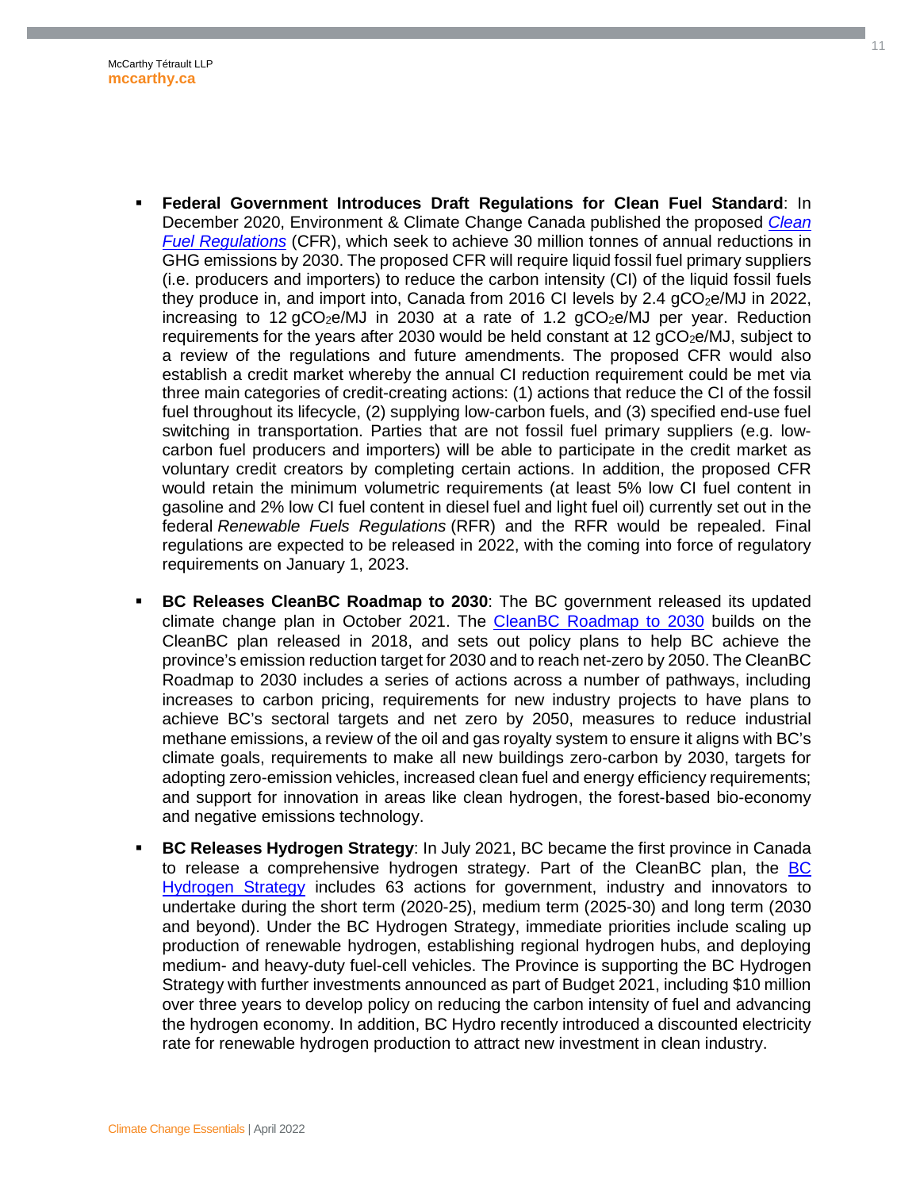- **Federal Government Introduces Draft Regulations for Clean Fuel Standard**: In December 2020, Environment & Climate Change Canada published the proposed *Clean Fuel Regulations* (CFR), which seek to achieve 30 million tonnes of annual reductions in GHG emissions by 2030. The proposed CFR will require liquid fossil fuel primary suppliers (i.e. producers and importers) to reduce the carbon intensity (CI) of the liquid fossil fuels they produce in, and import into, Canada from 2016 CI levels by 2.4 $gCO_2e/MJ$ in 2022, increasing to 12 $gCO_2e/MJ$ in 2030 at a rate of 1.2 $gCO_2e/MJ$ per year. Reduction requirements for the years after 2030 would be held constant at 12 $gCO_2e/MJ$, subject to a review of the regulations and future amendments. The proposed CFR would also establish a credit market whereby the annual CI reduction requirement could be met via three main categories of credit-creating actions: (1) actions that reduce the CI of the fossil fuel throughout its lifecycle, (2) supplying low-carbon fuels, and (3) specified end-use fuel switching in transportation. Parties that are not fossil fuel primary suppliers (e.g. low-carbon fuel producers and importers) will be able to participate in the credit market as voluntary credit creators by completing certain actions. In addition, the proposed CFR would retain the minimum volumetric requirements (at least 5% low CI fuel content in gasoline and 2% low CI fuel content in diesel fuel and light fuel oil) currently set out in the federal *Renewable Fuels Regulations* (RFR) and the RFR would be repealed. Final regulations are expected to be released in 2022, with the coming into force of regulatory requirements on January 1, 2023.

- **BC Releases CleanBC Roadmap to 2030**: The BC government released its updated climate change plan in October 2021. The CleanBC Roadmap to 2030 builds on the CleanBC plan released in 2018, and sets out policy plans to help BC achieve the province's emission reduction target for 2030 and to reach net-zero by 2050. The CleanBC Roadmap to 2030 includes a series of actions across a number of pathways, including increases to carbon pricing, requirements for new industry projects to have plans to achieve BC's sectoral targets and net zero by 2050, measures to reduce industrial methane emissions, a review of the oil and gas royalty system to ensure it aligns with BC's climate goals, requirements to make all new buildings zero-carbon by 2030, targets for adopting zero-emission vehicles, increased clean fuel and energy efficiency requirements; and support for innovation in areas like clean hydrogen, the forest-based bio-economy and negative emissions technology.

- **BC Releases Hydrogen Strategy**: In July 2021, BC became the first province in Canada to release a comprehensive hydrogen strategy. Part of the CleanBC plan, the BC Hydrogen Strategy includes 63 actions for government, industry and innovators to undertake during the short term (2020-25), medium term (2025-30) and long term (2030 and beyond). Under the BC Hydrogen Strategy, immediate priorities include scaling up production of renewable hydrogen, establishing regional hydrogen hubs, and deploying medium- and heavy-duty fuel-cell vehicles. The Province is supporting the BC Hydrogen Strategy with further investments announced as part of Budget 2021, including $10 million over three years to develop policy on reducing the carbon intensity of fuel and advancing the hydrogen economy. In addition, BC Hydro recently introduced a discounted electricity rate for renewable hydrogen production to attract new investment in clean industry.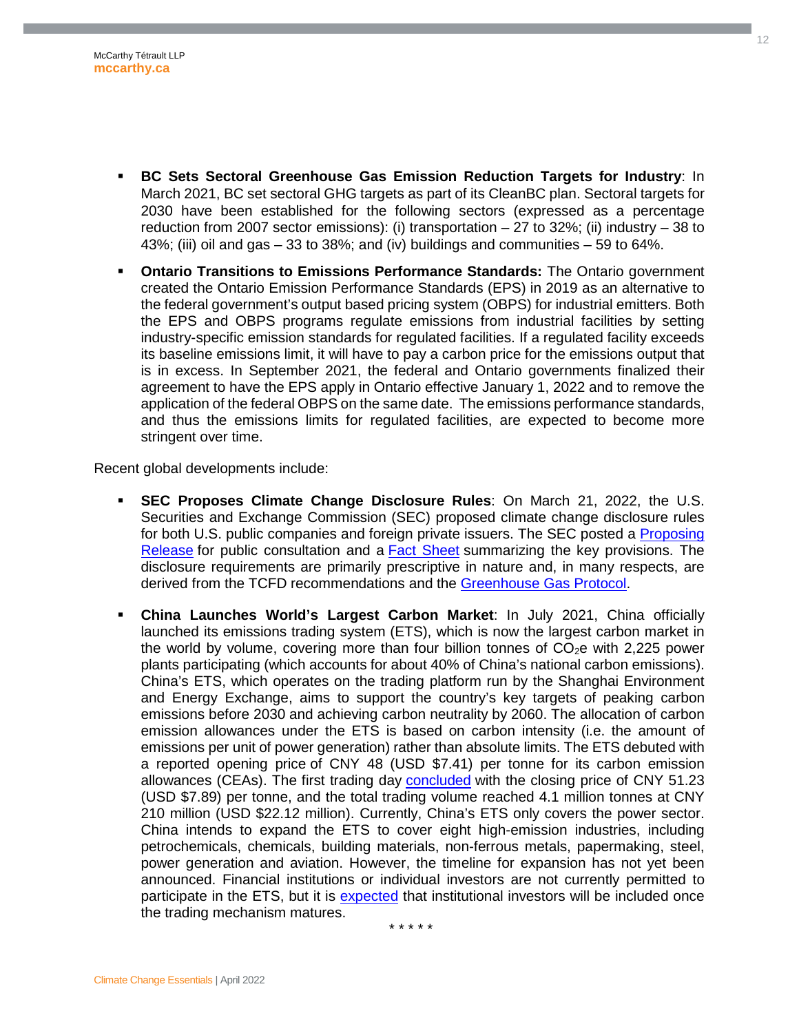- **BC Sets Sectoral Greenhouse Gas Emission Reduction Targets for Industry**: In March 2021, BC set sectoral GHG targets as part of its CleanBC plan. Sectoral targets for 2030 have been established for the following sectors (expressed as a percentage reduction from 2007 sector emissions): (i) transportation – 27 to 32%; (ii) industry – 38 to 43%; (iii) oil and gas – 33 to 38%; and (iv) buildings and communities – 59 to 64%.

- **Ontario Transitions to Emissions Performance Standards:** The Ontario government created the Ontario Emission Performance Standards (EPS) in 2019 as an alternative to the federal government's output based pricing system (OBPS) for industrial emitters. Both the EPS and OBPS programs regulate emissions from industrial facilities by setting industry-specific emission standards for regulated facilities. If a regulated facility exceeds its baseline emissions limit, it will have to pay a carbon price for the emissions output that is in excess. In September 2021, the federal and Ontario governments finalized their agreement to have the EPS apply in Ontario effective January 1, 2022 and to remove the application of the federal OBPS on the same date. The emissions performance standards, and thus the emissions limits for regulated facilities, are expected to become more stringent over time.

Recent global developments include:

- **SEC Proposes Climate Change Disclosure Rules**: On March 21, 2022, the U.S. Securities and Exchange Commission (SEC) proposed climate change disclosure rules for both U.S. public companies and foreign private issuers. The SEC posted a Proposing Release for public consultation and a Fact Sheet summarizing the key provisions. The disclosure requirements are primarily prescriptive in nature and, in many respects, are derived from the TCFD recommendations and the Greenhouse Gas Protocol.

- **China Launches World's Largest Carbon Market**: In July 2021, China officially launched its emissions trading system (ETS), which is now the largest carbon market in the world by volume, covering more than four billion tonnes of $CO_2e$ with 2,225 power plants participating (which accounts for about 40% of China's national carbon emissions). China's ETS, which operates on the trading platform run by the Shanghai Environment and Energy Exchange, aims to support the country's key targets of peaking carbon emissions before 2030 and achieving carbon neutrality by 2060. The allocation of carbon emission allowances under the ETS is based on carbon intensity (i.e. the amount of emissions per unit of power generation) rather than absolute limits. The ETS debuted with a reported opening price of CNY 48 (USD $7.41) per tonne for its carbon emission allowances (CEAs). The first trading day concluded with the closing price of CNY 51.23 (USD $7.89) per tonne, and the total trading volume reached 4.1 million tonnes at CNY 210 million (USD $22.12 million). Currently, China's ETS only covers the power sector. China intends to expand the ETS to cover eight high-emission industries, including petrochemicals, chemicals, building materials, non-ferrous metals, papermaking, steel, power generation and aviation. However, the timeline for expansion has not yet been announced. Financial institutions or individual investors are not currently permitted to participate in the ETS, but it is expected that institutional investors will be included once the trading mechanism matures.

\* \* \* \* \*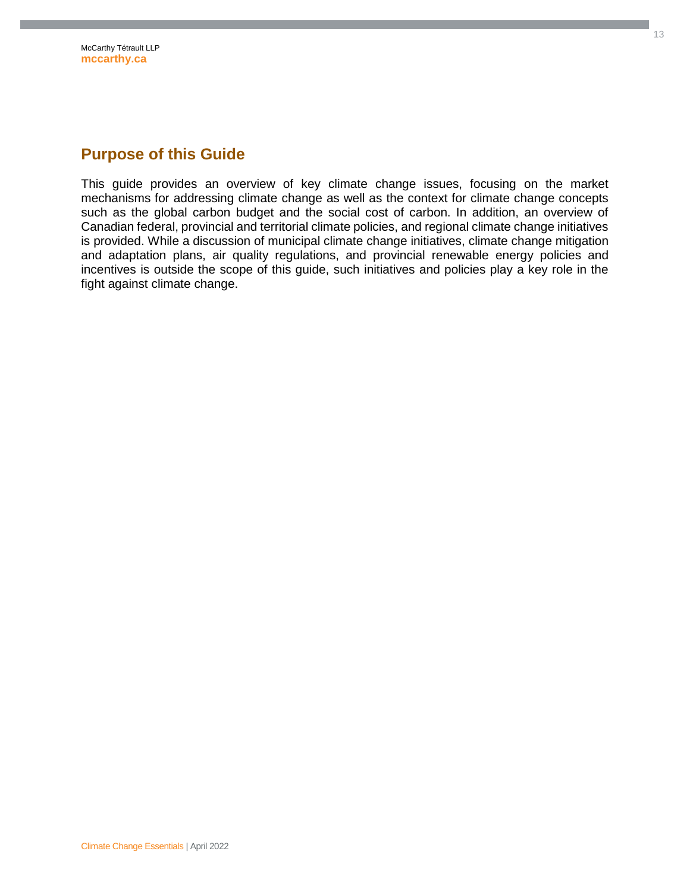## Purpose of this Guide

This guide provides an overview of key climate change issues, focusing on the market mechanisms for addressing climate change as well as the context for climate change concepts such as the global carbon budget and the social cost of carbon. In addition, an overview of Canadian federal, provincial and territorial climate policies, and regional climate change initiatives is provided. While a discussion of municipal climate change initiatives, climate change mitigation and adaptation plans, air quality regulations, and provincial renewable energy policies and incentives is outside the scope of this guide, such initiatives and policies play a key role in the fight against climate change.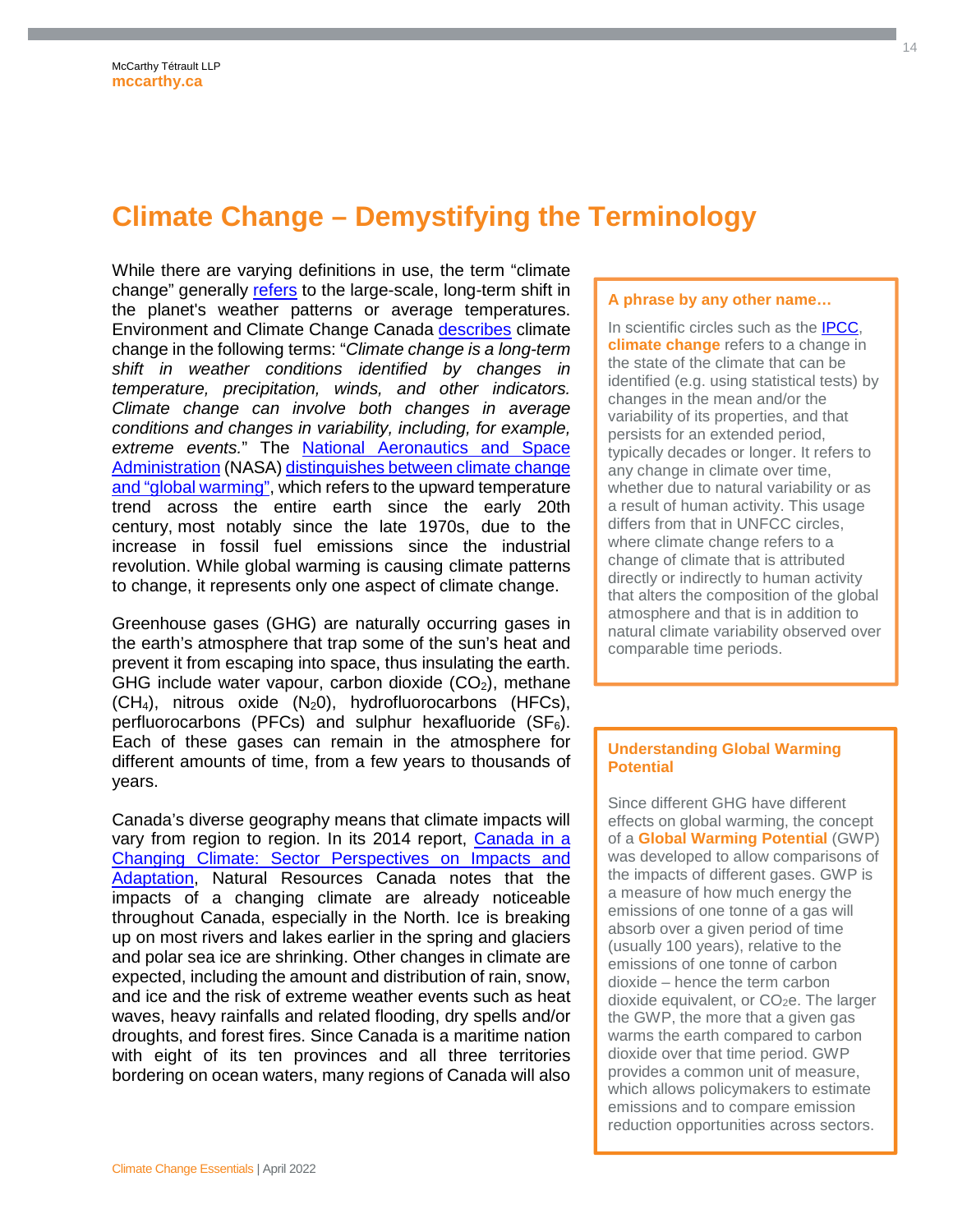# Climate Change – Demystifying the Terminology

While there are varying definitions in use, the term "climate change" generally refers to the large-scale, long-term shift in the planet's weather patterns or average temperatures. Environment and Climate Change Canada describes climate change in the following terms: "*Climate change is a long-term shift in weather conditions identified by changes in temperature, precipitation, winds, and other indicators. Climate change can involve both changes in average conditions and changes in variability, including, for example, extreme events.*" The National Aeronautics and Space Administration (NASA) distinguishes between climate change and "global warming", which refers to the upward temperature trend across the entire earth since the early 20th century, most notably since the late 1970s, due to the increase in fossil fuel emissions since the industrial revolution. While global warming is causing climate patterns to change, it represents only one aspect of climate change.

Greenhouse gases (GHG) are naturally occurring gases in the earth's atmosphere that trap some of the sun's heat and prevent it from escaping into space, thus insulating the earth. GHG include water vapour, carbon dioxide ($CO_2$), methane ($CH_4$), nitrous oxide ($N_20$), hydrofluorocarbons (HFCs), perfluorocarbons (PFCs) and sulphur hexafluoride ($SF_6$). Each of these gases can remain in the atmosphere for different amounts of time, from a few years to thousands of years.

Canada's diverse geography means that climate impacts will vary from region to region. In its 2014 report, Canada in a Changing Climate: Sector Perspectives on Impacts and Adaptation, Natural Resources Canada notes that the impacts of a changing climate are already noticeable throughout Canada, especially in the North. Ice is breaking up on most rivers and lakes earlier in the spring and glaciers and polar sea ice are shrinking. Other changes in climate are expected, including the amount and distribution of rain, snow, and ice and the risk of extreme weather events such as heat waves, heavy rainfalls and related flooding, dry spells and/or droughts, and forest fires. Since Canada is a maritime nation with eight of its ten provinces and all three territories bordering on ocean waters, many regions of Canada will also

**A phrase by any other name…**

In scientific circles such as the IPCC, **climate change** refers to a change in the state of the climate that can be identified (e.g. using statistical tests) by changes in the mean and/or the variability of its properties, and that persists for an extended period, typically decades or longer. It refers to any change in climate over time, whether due to natural variability or as a result of human activity. This usage differs from that in UNFCC circles, where climate change refers to a change of climate that is attributed directly or indirectly to human activity that alters the composition of the global atmosphere and that is in addition to natural climate variability observed over comparable time periods.

**Understanding Global Warming Potential**

Since different GHG have different effects on global warming, the concept of a **Global Warming Potential** (GWP) was developed to allow comparisons of the impacts of different gases. GWP is a measure of how much energy the emissions of one tonne of a gas will absorb over a given period of time (usually 100 years), relative to the emissions of one tonne of carbon dioxide – hence the term carbon dioxide equivalent, or $CO_2e$. The larger the GWP, the more that a given gas warms the earth compared to carbon dioxide over that time period. GWP provides a common unit of measure, which allows policymakers to estimate emissions and to compare emission reduction opportunities across sectors.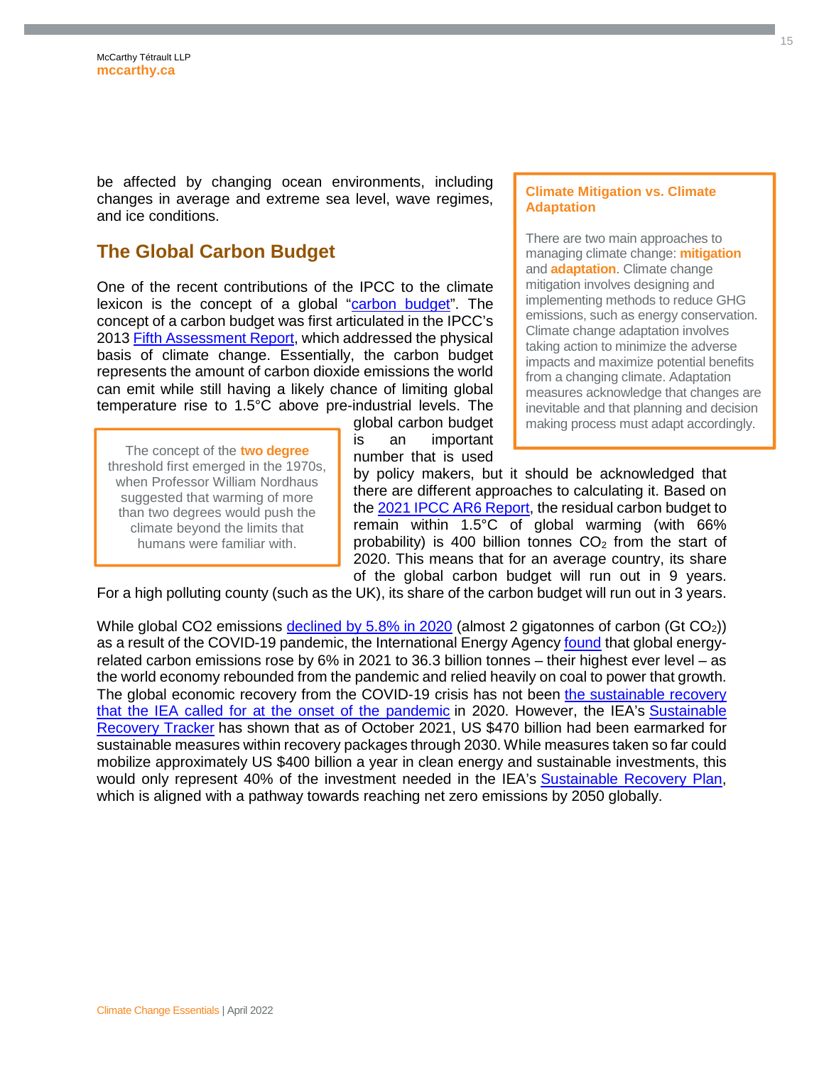be affected by changing ocean environments, including changes in average and extreme sea level, wave regimes, and ice conditions.

## The Global Carbon Budget

One of the recent contributions of the IPCC to the climate lexicon is the concept of a global "carbon budget". The concept of a carbon budget was first articulated in the IPCC's 2013 Fifth Assessment Report, which addressed the physical basis of climate change. Essentially, the carbon budget represents the amount of carbon dioxide emissions the world can emit while still having a likely chance of limiting global temperature rise to 1.5°C above pre-industrial levels. The global carbon budget is an important number that is used by policy makers, but it should be acknowledged that there are different approaches to calculating it. Based on the 2021 IPCC AR6 Report, the residual carbon budget to remain within 1.5°C of global warming (with 66% probability) is 400 billion tonnes $CO_2$ from the start of 2020. This means that for an average country, its share of the global carbon budget will run out in 9 years. For a high polluting county (such as the UK), its share of the carbon budget will run out in 3 years.

> The concept of the **two degree** threshold first emerged in the 1970s, when Professor William Nordhaus suggested that warming of more than two degrees would push the climate beyond the limits that humans were familiar with.

> **Climate Mitigation vs. Climate Adaptation**
>
> There are two main approaches to managing climate change: **mitigation** and **adaptation**. Climate change mitigation involves designing and implementing methods to reduce GHG emissions, such as energy conservation. Climate change adaptation involves taking action to minimize the adverse impacts and maximize potential benefits from a changing climate. Adaptation measures acknowledge that changes are inevitable and that planning and decision making process must adapt accordingly.

While global CO2 emissions declined by 5.8% in 2020 (almost 2 gigatonnes of carbon (Gt $CO_2$)) as a result of the COVID-19 pandemic, the International Energy Agency found that global energy-related carbon emissions rose by 6% in 2021 to 36.3 billion tonnes – their highest ever level – as the world economy rebounded from the pandemic and relied heavily on coal to power that growth. The global economic recovery from the COVID-19 crisis has not been the sustainable recovery that the IEA called for at the onset of the pandemic in 2020. However, the IEA's Sustainable Recovery Tracker has shown that as of October 2021, US $470 billion had been earmarked for sustainable measures within recovery packages through 2030. While measures taken so far could mobilize approximately US $400 billion a year in clean energy and sustainable investments, this would only represent 40% of the investment needed in the IEA's Sustainable Recovery Plan, which is aligned with a pathway towards reaching net zero emissions by 2050 globally.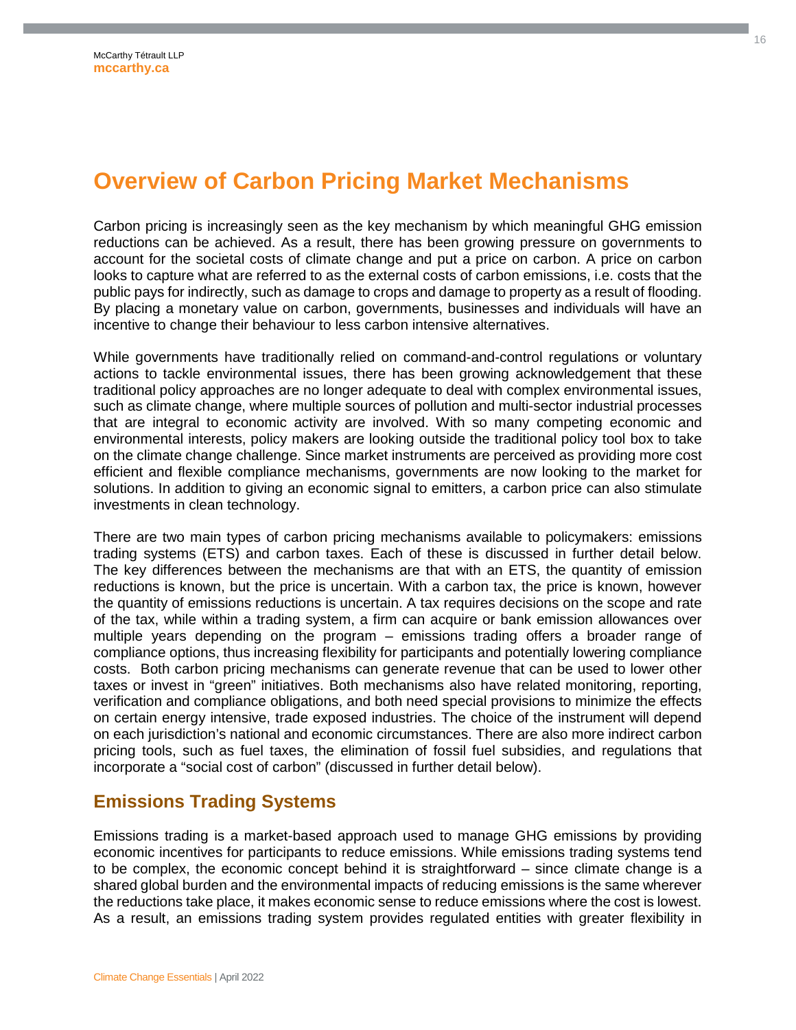# Overview of Carbon Pricing Market Mechanisms

Carbon pricing is increasingly seen as the key mechanism by which meaningful GHG emission reductions can be achieved. As a result, there has been growing pressure on governments to account for the societal costs of climate change and put a price on carbon. A price on carbon looks to capture what are referred to as the external costs of carbon emissions, i.e. costs that the public pays for indirectly, such as damage to crops and damage to property as a result of flooding. By placing a monetary value on carbon, governments, businesses and individuals will have an incentive to change their behaviour to less carbon intensive alternatives.

While governments have traditionally relied on command-and-control regulations or voluntary actions to tackle environmental issues, there has been growing acknowledgement that these traditional policy approaches are no longer adequate to deal with complex environmental issues, such as climate change, where multiple sources of pollution and multi-sector industrial processes that are integral to economic activity are involved. With so many competing economic and environmental interests, policy makers are looking outside the traditional policy tool box to take on the climate change challenge. Since market instruments are perceived as providing more cost efficient and flexible compliance mechanisms, governments are now looking to the market for solutions. In addition to giving an economic signal to emitters, a carbon price can also stimulate investments in clean technology.

There are two main types of carbon pricing mechanisms available to policymakers: emissions trading systems (ETS) and carbon taxes. Each of these is discussed in further detail below. The key differences between the mechanisms are that with an ETS, the quantity of emission reductions is known, but the price is uncertain. With a carbon tax, the price is known, however the quantity of emissions reductions is uncertain. A tax requires decisions on the scope and rate of the tax, while within a trading system, a firm can acquire or bank emission allowances over multiple years depending on the program – emissions trading offers a broader range of compliance options, thus increasing flexibility for participants and potentially lowering compliance costs. Both carbon pricing mechanisms can generate revenue that can be used to lower other taxes or invest in "green" initiatives. Both mechanisms also have related monitoring, reporting, verification and compliance obligations, and both need special provisions to minimize the effects on certain energy intensive, trade exposed industries. The choice of the instrument will depend on each jurisdiction's national and economic circumstances. There are also more indirect carbon pricing tools, such as fuel taxes, the elimination of fossil fuel subsidies, and regulations that incorporate a "social cost of carbon" (discussed in further detail below).

## Emissions Trading Systems

Emissions trading is a market-based approach used to manage GHG emissions by providing economic incentives for participants to reduce emissions. While emissions trading systems tend to be complex, the economic concept behind it is straightforward – since climate change is a shared global burden and the environmental impacts of reducing emissions is the same wherever the reductions take place, it makes economic sense to reduce emissions where the cost is lowest. As a result, an emissions trading system provides regulated entities with greater flexibility in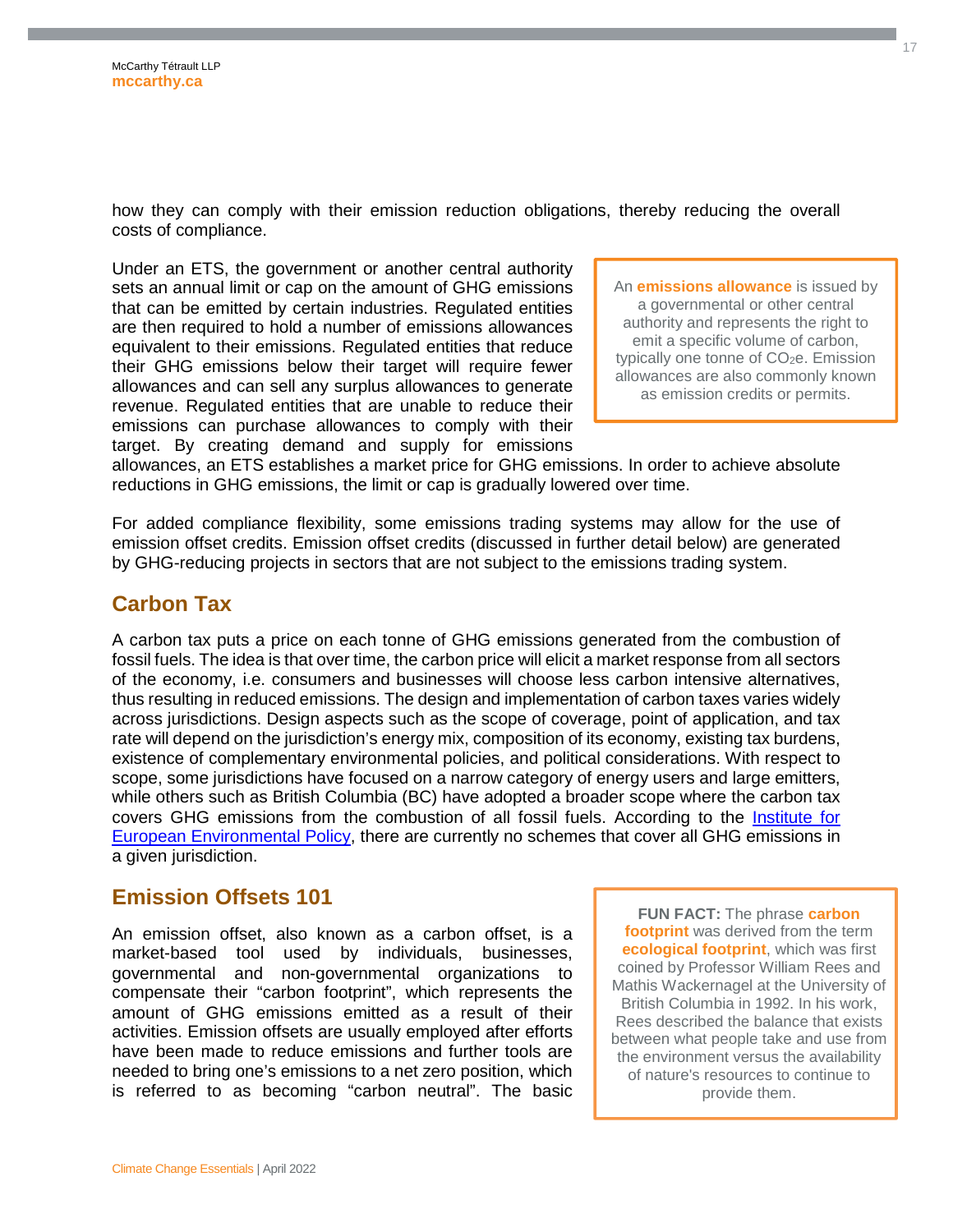how they can comply with their emission reduction obligations, thereby reducing the overall costs of compliance.

Under an ETS, the government or another central authority sets an annual limit or cap on the amount of GHG emissions that can be emitted by certain industries. Regulated entities are then required to hold a number of emissions allowances equivalent to their emissions. Regulated entities that reduce their GHG emissions below their target will require fewer allowances and can sell any surplus allowances to generate revenue. Regulated entities that are unable to reduce their emissions can purchase allowances to comply with their target. By creating demand and supply for emissions allowances, an ETS establishes a market price for GHG emissions. In order to achieve absolute reductions in GHG emissions, the limit or cap is gradually lowered over time.

> An **emissions allowance** is issued by a governmental or other central authority and represents the right to emit a specific volume of carbon, typically one tonne of $CO_2e$. Emission allowances are also commonly known as emission credits or permits.

For added compliance flexibility, some emissions trading systems may allow for the use of emission offset credits. Emission offset credits (discussed in further detail below) are generated by GHG-reducing projects in sectors that are not subject to the emissions trading system.

## Carbon Tax

A carbon tax puts a price on each tonne of GHG emissions generated from the combustion of fossil fuels. The idea is that over time, the carbon price will elicit a market response from all sectors of the economy, i.e. consumers and businesses will choose less carbon intensive alternatives, thus resulting in reduced emissions. The design and implementation of carbon taxes varies widely across jurisdictions. Design aspects such as the scope of coverage, point of application, and tax rate will depend on the jurisdiction's energy mix, composition of its economy, existing tax burdens, existence of complementary environmental policies, and political considerations. With respect to scope, some jurisdictions have focused on a narrow category of energy users and large emitters, while others such as British Columbia (BC) have adopted a broader scope where the carbon tax covers GHG emissions from the combustion of all fossil fuels. According to the Institute for European Environmental Policy, there are currently no schemes that cover all GHG emissions in a given jurisdiction.

## Emission Offsets 101

An emission offset, also known as a carbon offset, is a market-based tool used by individuals, businesses, governmental and non-governmental organizations to compensate their "carbon footprint", which represents the amount of GHG emissions emitted as a result of their activities. Emission offsets are usually employed after efforts have been made to reduce emissions and further tools are needed to bring one's emissions to a net zero position, which is referred to as becoming "carbon neutral". The basic

> **FUN FACT:** The phrase **carbon footprint** was derived from the term **ecological footprint**, which was first coined by Professor William Rees and Mathis Wackernagel at the University of British Columbia in 1992. In his work, Rees described the balance that exists between what people take and use from the environment versus the availability of nature's resources to continue to provide them.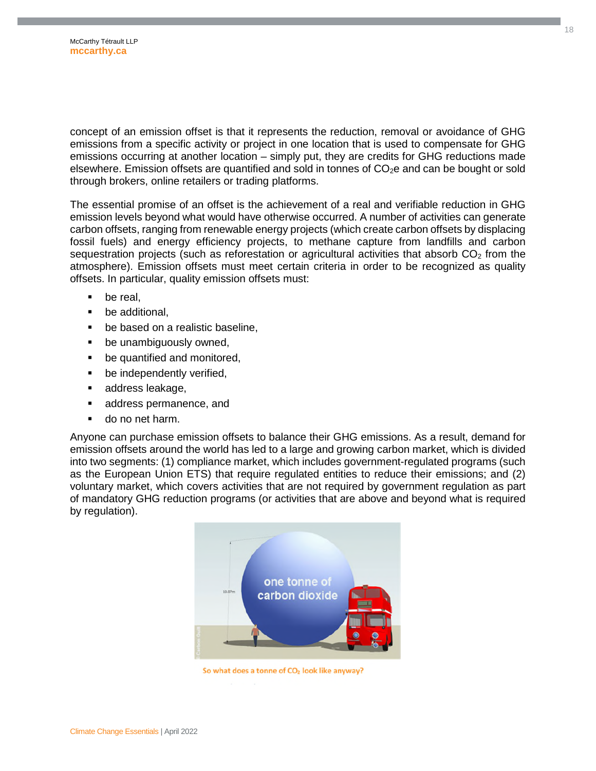concept of an emission offset is that it represents the reduction, removal or avoidance of GHG emissions from a specific activity or project in one location that is used to compensate for GHG emissions occurring at another location – simply put, they are credits for GHG reductions made elsewhere. Emission offsets are quantified and sold in tonnes of $CO_2$e and can be bought or sold through brokers, online retailers or trading platforms.

The essential promise of an offset is the achievement of a real and verifiable reduction in GHG emission levels beyond what would have otherwise occurred. A number of activities can generate carbon offsets, ranging from renewable energy projects (which create carbon offsets by displacing fossil fuels) and energy efficiency projects, to methane capture from landfills and carbon sequestration projects (such as reforestation or agricultural activities that absorb $CO_2$ from the atmosphere). Emission offsets must meet certain criteria in order to be recognized as quality offsets. In particular, quality emission offsets must:

- be real,
- be additional,
- be based on a realistic baseline,
- be unambiguously owned,
- be quantified and monitored,
- be independently verified,
- address leakage,
- address permanence, and
- do no net harm.

Anyone can purchase emission offsets to balance their GHG emissions. As a result, demand for emission offsets around the world has led to a large and growing carbon market, which is divided into two segments: (1) compliance market, which includes government-regulated programs (such as the European Union ETS) that require regulated entities to reduce their emissions; and (2) voluntary market, which covers activities that are not required by government regulation as part of mandatory GHG reduction programs (or activities that are above and beyond what is required by regulation).

So what does a tonne of $CO_2$ look like anyway?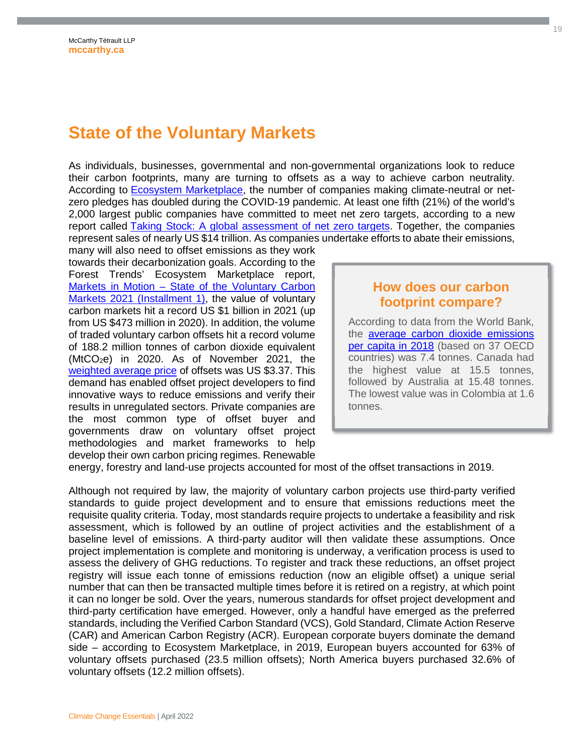## State of the Voluntary Markets

As individuals, businesses, governmental and non-governmental organizations look to reduce their carbon footprints, many are turning to offsets as a way to achieve carbon neutrality. According to Ecosystem Marketplace, the number of companies making climate-neutral or net-zero pledges has doubled during the COVID-19 pandemic. At least one fifth (21%) of the world's 2,000 largest public companies have committed to meet net zero targets, according to a new report called Taking Stock: A global assessment of net zero targets. Together, the companies represent sales of nearly US $14 trillion. As companies undertake efforts to abate their emissions, many will also need to offset emissions as they work towards their decarbonization goals. According to the Forest Trends' Ecosystem Marketplace report, Markets in Motion – State of the Voluntary Carbon Markets 2021 (Installment 1), the value of voluntary carbon markets hit a record US $1 billion in 2021 (up from US $473 million in 2020). In addition, the volume of traded voluntary carbon offsets hit a record volume of 188.2 million tonnes of carbon dioxide equivalent ($MtCO_2e$) in 2020. As of November 2021, the weighted average price of offsets was US $3.37. This demand has enabled offset project developers to find innovative ways to reduce emissions and verify their results in unregulated sectors. Private companies are the most common type of offset buyer and governments draw on voluntary offset project methodologies and market frameworks to help develop their own carbon pricing regimes. Renewable energy, forestry and land-use projects accounted for most of the offset transactions in 2019.

### How does our carbon footprint compare?

According to data from the World Bank, the average carbon dioxide emissions per capita in 2018 (based on 37 OECD countries) was 7.4 tonnes. Canada had the highest value at 15.5 tonnes, followed by Australia at 15.48 tonnes. The lowest value was in Colombia at 1.6 tonnes.

Although not required by law, the majority of voluntary carbon projects use third-party verified standards to guide project development and to ensure that emissions reductions meet the requisite quality criteria. Today, most standards require projects to undertake a feasibility and risk assessment, which is followed by an outline of project activities and the establishment of a baseline level of emissions. A third-party auditor will then validate these assumptions. Once project implementation is complete and monitoring is underway, a verification process is used to assess the delivery of GHG reductions. To register and track these reductions, an offset project registry will issue each tonne of emissions reduction (now an eligible offset) a unique serial number that can then be transacted multiple times before it is retired on a registry, at which point it can no longer be sold. Over the years, numerous standards for offset project development and third-party certification have emerged. However, only a handful have emerged as the preferred standards, including the Verified Carbon Standard (VCS), Gold Standard, Climate Action Reserve (CAR) and American Carbon Registry (ACR). European corporate buyers dominate the demand side – according to Ecosystem Marketplace, in 2019, European buyers accounted for 63% of voluntary offsets purchased (23.5 million offsets); North America buyers purchased 32.6% of voluntary offsets (12.2 million offsets).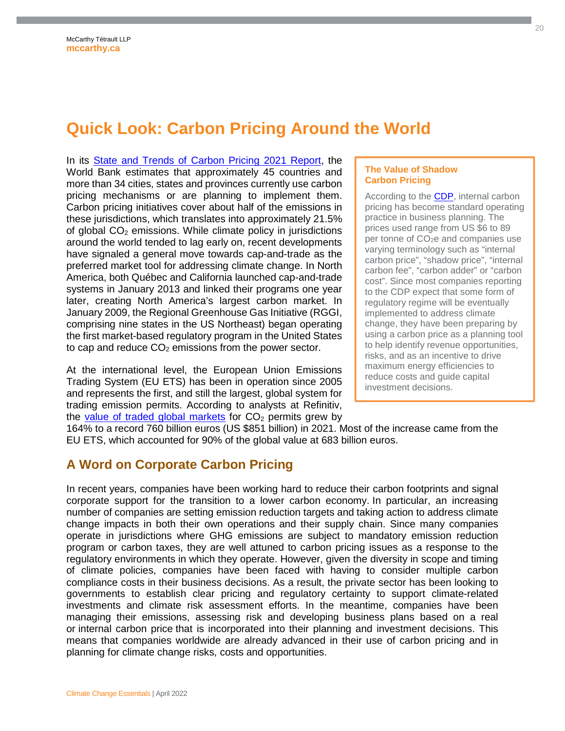# Quick Look: Carbon Pricing Around the World

In its [State and Trends of Carbon Pricing 2021 Report](), the World Bank estimates that approximately 45 countries and more than 34 cities, states and provinces currently use carbon pricing mechanisms or are planning to implement them. Carbon pricing initiatives cover about half of the emissions in these jurisdictions, which translates into approximately 21.5% of global $CO_2$ emissions. While climate policy in jurisdictions around the world tended to lag early on, recent developments have signaled a general move towards cap-and-trade as the preferred market tool for addressing climate change. In North America, both Québec and California launched cap-and-trade systems in January 2013 and linked their programs one year later, creating North America's largest carbon market. In January 2009, the Regional Greenhouse Gas Initiative (RGGI, comprising nine states in the US Northeast) began operating the first market-based regulatory program in the United States to cap and reduce $CO_2$ emissions from the power sector.

At the international level, the European Union Emissions Trading System (EU ETS) has been in operation since 2005 and represents the first, and still the largest, global system for trading emission permits. According to analysts at Refinitiv, the [value of traded global markets]() for $CO_2$ permits grew by 164% to a record 760 billion euros (US $851 billion) in 2021. Most of the increase came from the EU ETS, which accounted for 90% of the global value at 683 billion euros.

> **The Value of Shadow Carbon Pricing**
>
> According to the [CDP](), internal carbon pricing has become standard operating practice in business planning. The prices used range from US $6 to 89 per tonne of $CO_2e$ and companies use varying terminology such as "internal carbon price", "shadow price", "internal carbon fee", "carbon adder" or "carbon cost". Since most companies reporting to the CDP expect that some form of regulatory regime will be eventually implemented to address climate change, they have been preparing by using a carbon price as a planning tool to help identify revenue opportunities, risks, and as an incentive to drive maximum energy efficiencies to reduce costs and guide capital investment decisions.

## A Word on Corporate Carbon Pricing

In recent years, companies have been working hard to reduce their carbon footprints and signal corporate support for the transition to a lower carbon economy. In particular, an increasing number of companies are setting emission reduction targets and taking action to address climate change impacts in both their own operations and their supply chain. Since many companies operate in jurisdictions where GHG emissions are subject to mandatory emission reduction program or carbon taxes, they are well attuned to carbon pricing issues as a response to the regulatory environments in which they operate. However, given the diversity in scope and timing of climate policies, companies have been faced with having to consider multiple carbon compliance costs in their business decisions. As a result, the private sector has been looking to governments to establish clear pricing and regulatory certainty to support climate-related investments and climate risk assessment efforts. In the meantime, companies have been managing their emissions, assessing risk and developing business plans based on a real or internal carbon price that is incorporated into their planning and investment decisions. This means that companies worldwide are already advanced in their use of carbon pricing and in planning for climate change risks, costs and opportunities.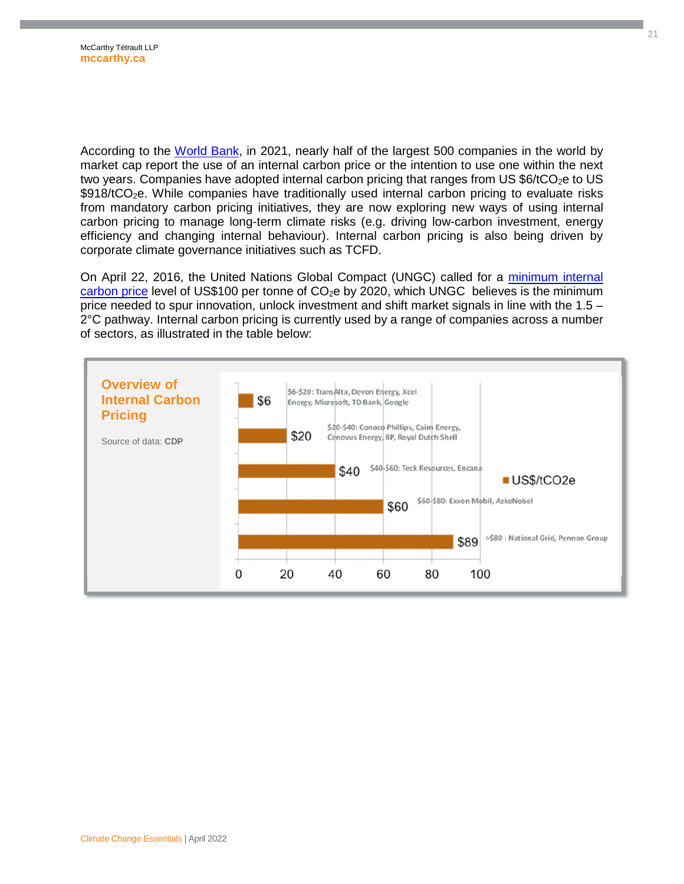According to the World Bank, in 2021, nearly half of the largest 500 companies in the world by market cap report the use of an internal carbon price or the intention to use one within the next two years. Companies have adopted internal carbon pricing that ranges from US \$6/t$CO_2$e to US \$918/t$CO_2$e. While companies have traditionally used internal carbon pricing to evaluate risks from mandatory carbon pricing initiatives, they are now exploring new ways of using internal carbon pricing to manage long-term climate risks (e.g. driving low-carbon investment, energy efficiency and changing internal behaviour). Internal carbon pricing is also being driven by corporate climate governance initiatives such as TCFD.

On April 22, 2016, the United Nations Global Compact (UNGC) called for a minimum internal carbon price level of US\$100 per tonne of $CO_2$e by 2020, which UNGC believes is the minimum price needed to spur innovation, unlock investment and shift market signals in line with the 1.5 – 2°C pathway. Internal carbon pricing is currently used by a range of companies across a number of sectors, as illustrated in the table below:

**Overview of Internal Carbon Pricing**

Source of data: **CDP**

| US\$/t$CO_2$e | Companies |
|---|---|
| \$6 | \$6-\$20: TransAlta, Devon Energy, Xcel Energy, Microsoft, TD Bank, Google |
| \$20 | \$20-\$40: Conoco Phillips, Cairn Energy, Cenovus Energy, BP, Royal Dutch Shell |
| \$40 | \$40-\$60: Teck Resources, Encana |
| \$60 | \$60-\$80: Exxon Mobil, AzkoNobel |
| \$89 | >\$80 : National Grid, Pennon Group |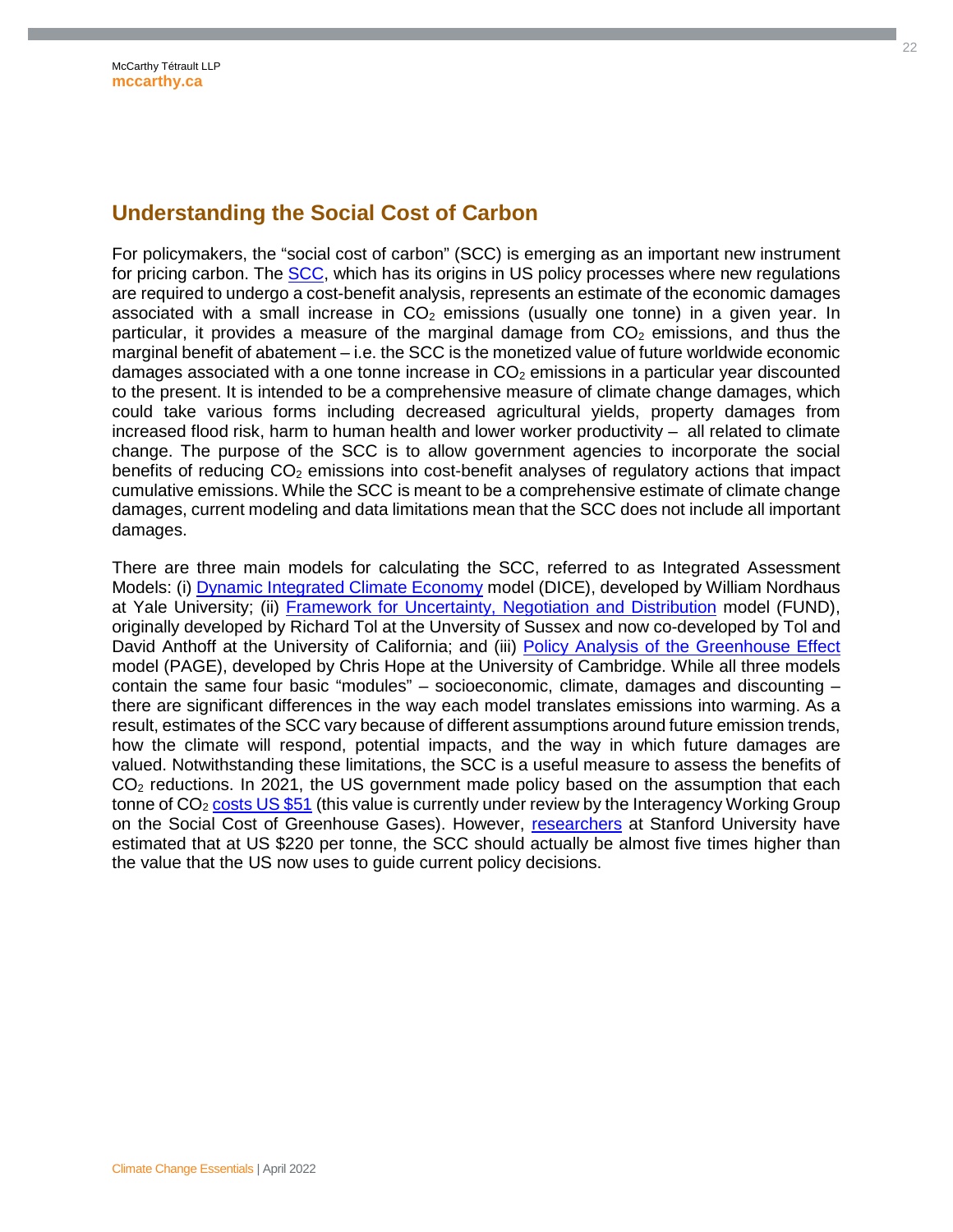## Understanding the Social Cost of Carbon

For policymakers, the "social cost of carbon" (SCC) is emerging as an important new instrument for pricing carbon. The SCC, which has its origins in US policy processes where new regulations are required to undergo a cost-benefit analysis, represents an estimate of the economic damages associated with a small increase in $CO_2$ emissions (usually one tonne) in a given year. In particular, it provides a measure of the marginal damage from $CO_2$ emissions, and thus the marginal benefit of abatement – i.e. the SCC is the monetized value of future worldwide economic damages associated with a one tonne increase in $CO_2$ emissions in a particular year discounted to the present. It is intended to be a comprehensive measure of climate change damages, which could take various forms including decreased agricultural yields, property damages from increased flood risk, harm to human health and lower worker productivity – all related to climate change. The purpose of the SCC is to allow government agencies to incorporate the social benefits of reducing $CO_2$ emissions into cost-benefit analyses of regulatory actions that impact cumulative emissions. While the SCC is meant to be a comprehensive estimate of climate change damages, current modeling and data limitations mean that the SCC does not include all important damages.

There are three main models for calculating the SCC, referred to as Integrated Assessment Models: (i) Dynamic Integrated Climate Economy model (DICE), developed by William Nordhaus at Yale University; (ii) Framework for Uncertainty, Negotiation and Distribution model (FUND), originally developed by Richard Tol at the Unversity of Sussex and now co-developed by Tol and David Anthoff at the University of California; and (iii) Policy Analysis of the Greenhouse Effect model (PAGE), developed by Chris Hope at the University of Cambridge. While all three models contain the same four basic "modules" – socioeconomic, climate, damages and discounting – there are significant differences in the way each model translates emissions into warming. As a result, estimates of the SCC vary because of different assumptions around future emission trends, how the climate will respond, potential impacts, and the way in which future damages are valued. Notwithstanding these limitations, the SCC is a useful measure to assess the benefits of $CO_2$ reductions. In 2021, the US government made policy based on the assumption that each tonne of $CO_2$ costs US $51 (this value is currently under review by the Interagency Working Group on the Social Cost of Greenhouse Gases). However, researchers at Stanford University have estimated that at US $220 per tonne, the SCC should actually be almost five times higher than the value that the US now uses to guide current policy decisions.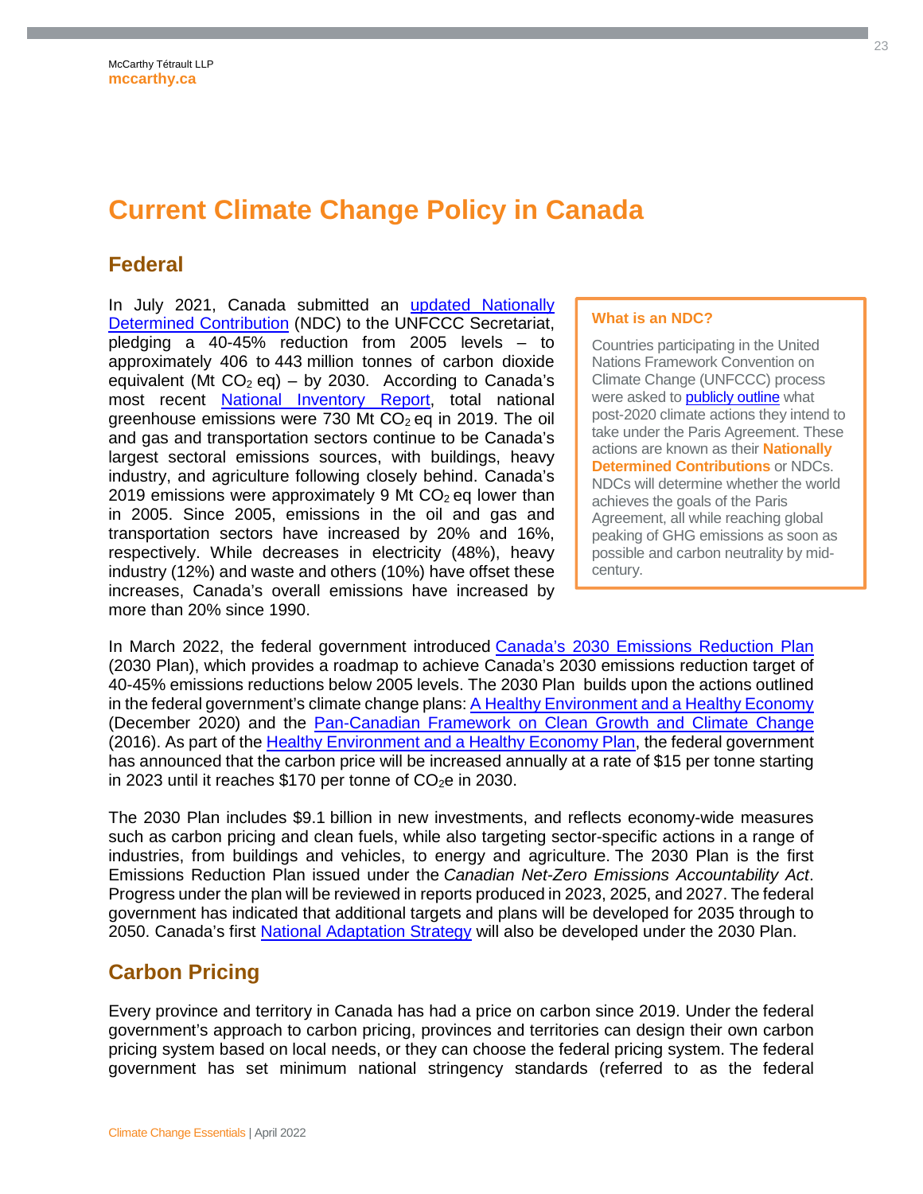# Current Climate Change Policy in Canada

## Federal

In July 2021, Canada submitted an updated Nationally Determined Contribution (NDC) to the UNFCCC Secretariat, pledging a 40-45% reduction from 2005 levels – to approximately 406 to 443 million tonnes of carbon dioxide equivalent (Mt $CO_2$ eq) – by 2030. According to Canada's most recent National Inventory Report, total national greenhouse emissions were 730 Mt $CO_2$ eq in 2019. The oil and gas and transportation sectors continue to be Canada's largest sectoral emissions sources, with buildings, heavy industry, and agriculture following closely behind. Canada's 2019 emissions were approximately 9 Mt $CO_2$ eq lower than in 2005. Since 2005, emissions in the oil and gas and transportation sectors have increased by 20% and 16%, respectively. While decreases in electricity (48%), heavy industry (12%) and waste and others (10%) have offset these increases, Canada's overall emissions have increased by more than 20% since 1990.

> **What is an NDC?**
>
> Countries participating in the United Nations Framework Convention on Climate Change (UNFCCC) process were asked to publicly outline what post-2020 climate actions they intend to take under the Paris Agreement. These actions are known as their **Nationally Determined Contributions** or NDCs. NDCs will determine whether the world achieves the goals of the Paris Agreement, all while reaching global peaking of GHG emissions as soon as possible and carbon neutrality by mid-century.

In March 2022, the federal government introduced Canada's 2030 Emissions Reduction Plan (2030 Plan), which provides a roadmap to achieve Canada's 2030 emissions reduction target of 40-45% emissions reductions below 2005 levels. The 2030 Plan builds upon the actions outlined in the federal government's climate change plans: A Healthy Environment and a Healthy Economy (December 2020) and the Pan-Canadian Framework on Clean Growth and Climate Change (2016). As part of the Healthy Environment and a Healthy Economy Plan, the federal government has announced that the carbon price will be increased annually at a rate of $15 per tonne starting in 2023 until it reaches $170 per tonne of $CO_2$e in 2030.

The 2030 Plan includes $9.1 billion in new investments, and reflects economy-wide measures such as carbon pricing and clean fuels, while also targeting sector-specific actions in a range of industries, from buildings and vehicles, to energy and agriculture. The 2030 Plan is the first Emissions Reduction Plan issued under the *Canadian Net-Zero Emissions Accountability Act*. Progress under the plan will be reviewed in reports produced in 2023, 2025, and 2027. The federal government has indicated that additional targets and plans will be developed for 2035 through to 2050. Canada's first National Adaptation Strategy will also be developed under the 2030 Plan.

## Carbon Pricing

Every province and territory in Canada has had a price on carbon since 2019. Under the federal government's approach to carbon pricing, provinces and territories can design their own carbon pricing system based on local needs, or they can choose the federal pricing system. The federal government has set minimum national stringency standards (referred to as the federal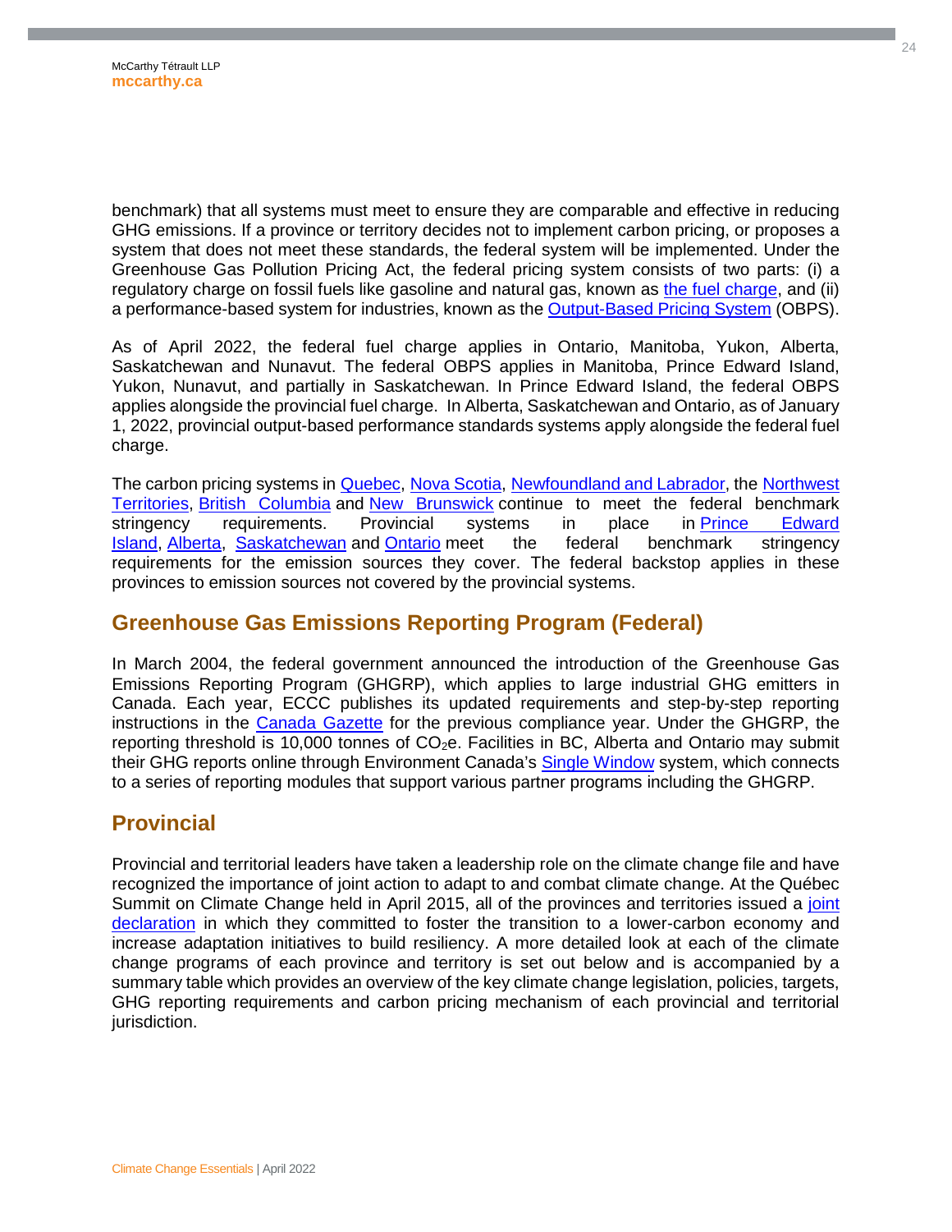benchmark) that all systems must meet to ensure they are comparable and effective in reducing GHG emissions. If a province or territory decides not to implement carbon pricing, or proposes a system that does not meet these standards, the federal system will be implemented. Under the Greenhouse Gas Pollution Pricing Act, the federal pricing system consists of two parts: (i) a regulatory charge on fossil fuels like gasoline and natural gas, known as the fuel charge, and (ii) a performance-based system for industries, known as the Output-Based Pricing System (OBPS).

As of April 2022, the federal fuel charge applies in Ontario, Manitoba, Yukon, Alberta, Saskatchewan and Nunavut. The federal OBPS applies in Manitoba, Prince Edward Island, Yukon, Nunavut, and partially in Saskatchewan. In Prince Edward Island, the federal OBPS applies alongside the provincial fuel charge. In Alberta, Saskatchewan and Ontario, as of January 1, 2022, provincial output-based performance standards systems apply alongside the federal fuel charge.

The carbon pricing systems in Quebec, Nova Scotia, Newfoundland and Labrador, the Northwest Territories, British Columbia and New Brunswick continue to meet the federal benchmark stringency requirements. Provincial systems in place in Prince Edward Island, Alberta, Saskatchewan and Ontario meet the federal benchmark stringency requirements for the emission sources they cover. The federal backstop applies in these provinces to emission sources not covered by the provincial systems.

## Greenhouse Gas Emissions Reporting Program (Federal)

In March 2004, the federal government announced the introduction of the Greenhouse Gas Emissions Reporting Program (GHGRP), which applies to large industrial GHG emitters in Canada. Each year, ECCC publishes its updated requirements and step-by-step reporting instructions in the Canada Gazette for the previous compliance year. Under the GHGRP, the reporting threshold is 10,000 tonnes of $CO_2$e. Facilities in BC, Alberta and Ontario may submit their GHG reports online through Environment Canada's Single Window system, which connects to a series of reporting modules that support various partner programs including the GHGRP.

## Provincial

Provincial and territorial leaders have taken a leadership role on the climate change file and have recognized the importance of joint action to adapt to and combat climate change. At the Québec Summit on Climate Change held in April 2015, all of the provinces and territories issued a joint declaration in which they committed to foster the transition to a lower-carbon economy and increase adaptation initiatives to build resiliency. A more detailed look at each of the climate change programs of each province and territory is set out below and is accompanied by a summary table which provides an overview of the key climate change legislation, policies, targets, GHG reporting requirements and carbon pricing mechanism of each provincial and territorial jurisdiction.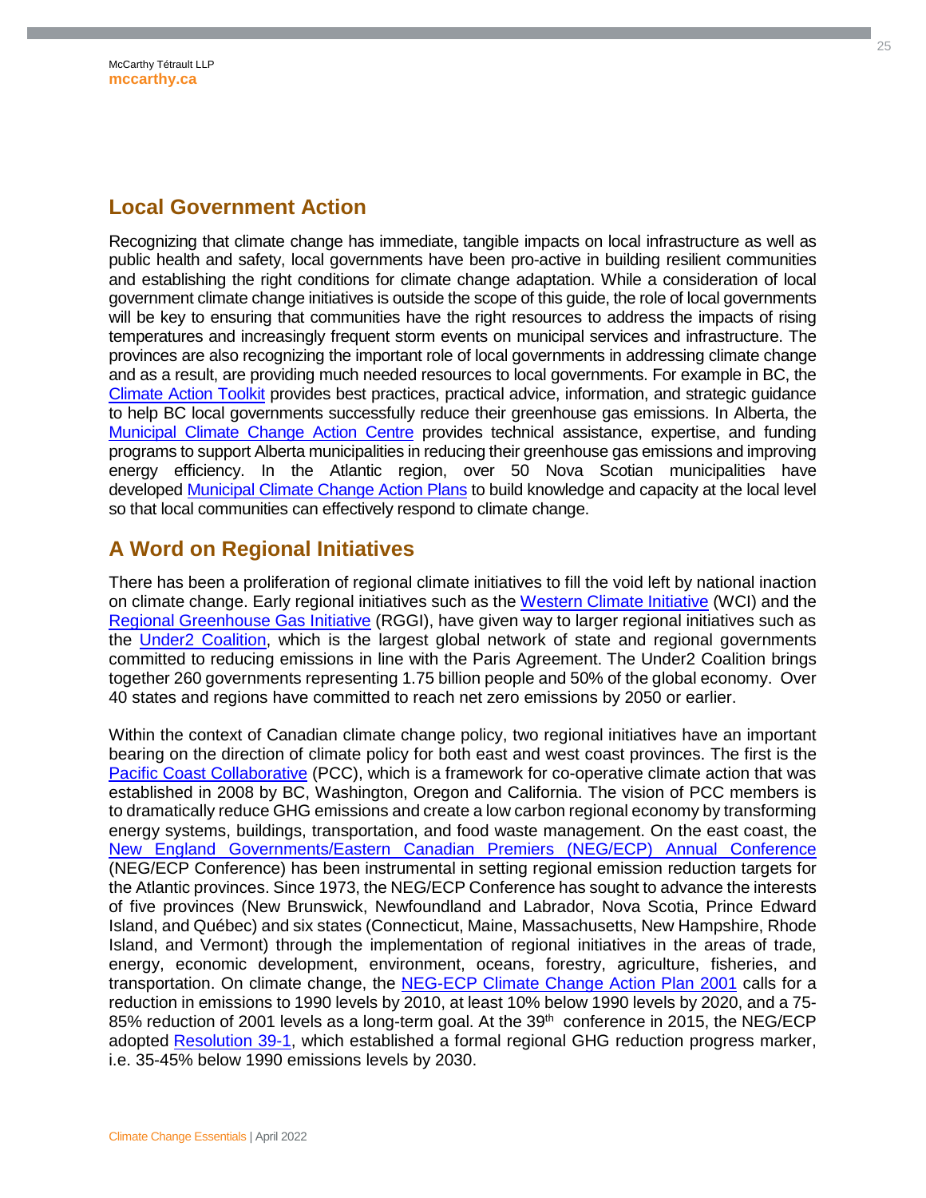## Local Government Action

Recognizing that climate change has immediate, tangible impacts on local infrastructure as well as public health and safety, local governments have been pro-active in building resilient communities and establishing the right conditions for climate change adaptation. While a consideration of local government climate change initiatives is outside the scope of this guide, the role of local governments will be key to ensuring that communities have the right resources to address the impacts of rising temperatures and increasingly frequent storm events on municipal services and infrastructure. The provinces are also recognizing the important role of local governments in addressing climate change and as a result, are providing much needed resources to local governments. For example in BC, the Climate Action Toolkit provides best practices, practical advice, information, and strategic guidance to help BC local governments successfully reduce their greenhouse gas emissions. In Alberta, the Municipal Climate Change Action Centre provides technical assistance, expertise, and funding programs to support Alberta municipalities in reducing their greenhouse gas emissions and improving energy efficiency. In the Atlantic region, over 50 Nova Scotian municipalities have developed Municipal Climate Change Action Plans to build knowledge and capacity at the local level so that local communities can effectively respond to climate change.

## A Word on Regional Initiatives

There has been a proliferation of regional climate initiatives to fill the void left by national inaction on climate change. Early regional initiatives such as the Western Climate Initiative (WCI) and the Regional Greenhouse Gas Initiative (RGGI), have given way to larger regional initiatives such as the Under2 Coalition, which is the largest global network of state and regional governments committed to reducing emissions in line with the Paris Agreement. The Under2 Coalition brings together 260 governments representing 1.75 billion people and 50% of the global economy. Over 40 states and regions have committed to reach net zero emissions by 2050 or earlier.

Within the context of Canadian climate change policy, two regional initiatives have an important bearing on the direction of climate policy for both east and west coast provinces. The first is the Pacific Coast Collaborative (PCC), which is a framework for co-operative climate action that was established in 2008 by BC, Washington, Oregon and California. The vision of PCC members is to dramatically reduce GHG emissions and create a low carbon regional economy by transforming energy systems, buildings, transportation, and food waste management. On the east coast, the New England Governments/Eastern Canadian Premiers (NEG/ECP) Annual Conference (NEG/ECP Conference) has been instrumental in setting regional emission reduction targets for the Atlantic provinces. Since 1973, the NEG/ECP Conference has sought to advance the interests of five provinces (New Brunswick, Newfoundland and Labrador, Nova Scotia, Prince Edward Island, and Québec) and six states (Connecticut, Maine, Massachusetts, New Hampshire, Rhode Island, and Vermont) through the implementation of regional initiatives in the areas of trade, energy, economic development, environment, oceans, forestry, agriculture, fisheries, and transportation. On climate change, the NEG-ECP Climate Change Action Plan 2001 calls for a reduction in emissions to 1990 levels by 2010, at least 10% below 1990 levels by 2020, and a 75-85% reduction of 2001 levels as a long-term goal. At the 39th conference in 2015, the NEG/ECP adopted Resolution 39-1, which established a formal regional GHG reduction progress marker, i.e. 35-45% below 1990 emissions levels by 2030.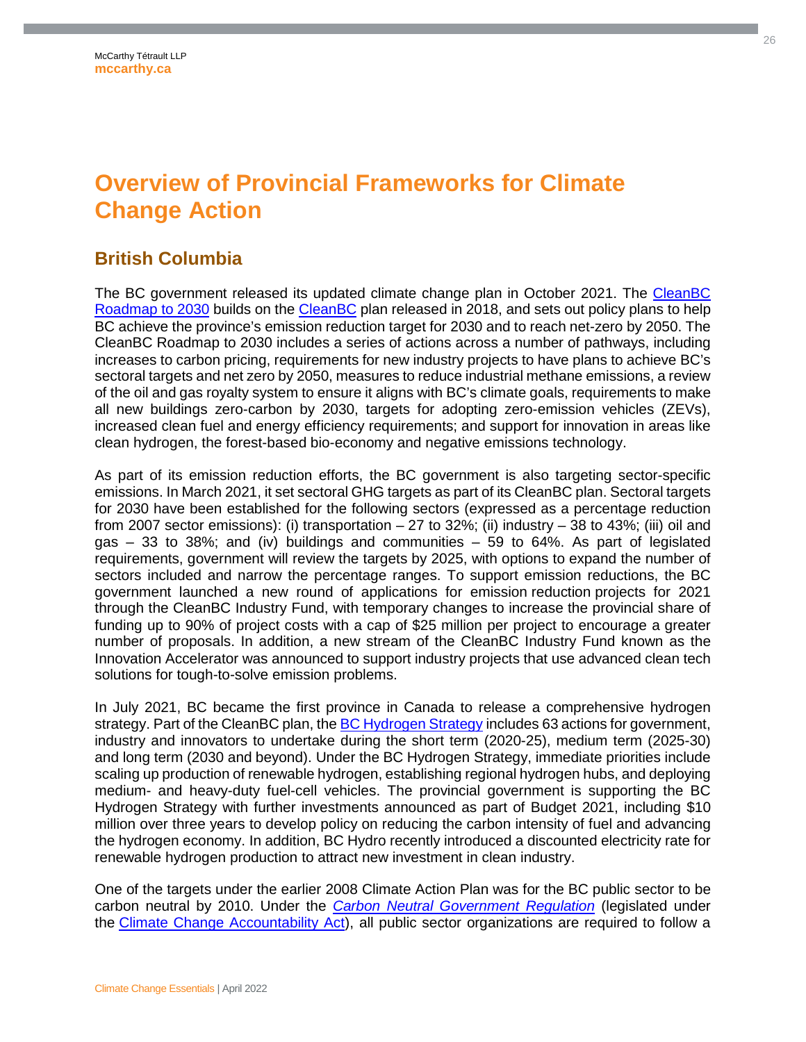# Overview of Provincial Frameworks for Climate Change Action

## British Columbia

The BC government released its updated climate change plan in October 2021. The CleanBC Roadmap to 2030 builds on the CleanBC plan released in 2018, and sets out policy plans to help BC achieve the province's emission reduction target for 2030 and to reach net-zero by 2050. The CleanBC Roadmap to 2030 includes a series of actions across a number of pathways, including increases to carbon pricing, requirements for new industry projects to have plans to achieve BC's sectoral targets and net zero by 2050, measures to reduce industrial methane emissions, a review of the oil and gas royalty system to ensure it aligns with BC's climate goals, requirements to make all new buildings zero-carbon by 2030, targets for adopting zero-emission vehicles (ZEVs), increased clean fuel and energy efficiency requirements; and support for innovation in areas like clean hydrogen, the forest-based bio-economy and negative emissions technology.

As part of its emission reduction efforts, the BC government is also targeting sector-specific emissions. In March 2021, it set sectoral GHG targets as part of its CleanBC plan. Sectoral targets for 2030 have been established for the following sectors (expressed as a percentage reduction from 2007 sector emissions): (i) transportation – 27 to 32%; (ii) industry – 38 to 43%; (iii) oil and gas – 33 to 38%; and (iv) buildings and communities – 59 to 64%. As part of legislated requirements, government will review the targets by 2025, with options to expand the number of sectors included and narrow the percentage ranges. To support emission reductions, the BC government launched a new round of applications for emission reduction projects for 2021 through the CleanBC Industry Fund, with temporary changes to increase the provincial share of funding up to 90% of project costs with a cap of $25 million per project to encourage a greater number of proposals. In addition, a new stream of the CleanBC Industry Fund known as the Innovation Accelerator was announced to support industry projects that use advanced clean tech solutions for tough-to-solve emission problems.

In July 2021, BC became the first province in Canada to release a comprehensive hydrogen strategy. Part of the CleanBC plan, the BC Hydrogen Strategy includes 63 actions for government, industry and innovators to undertake during the short term (2020-25), medium term (2025-30) and long term (2030 and beyond). Under the BC Hydrogen Strategy, immediate priorities include scaling up production of renewable hydrogen, establishing regional hydrogen hubs, and deploying medium- and heavy-duty fuel-cell vehicles. The provincial government is supporting the BC Hydrogen Strategy with further investments announced as part of Budget 2021, including $10 million over three years to develop policy on reducing the carbon intensity of fuel and advancing the hydrogen economy. In addition, BC Hydro recently introduced a discounted electricity rate for renewable hydrogen production to attract new investment in clean industry.

One of the targets under the earlier 2008 Climate Action Plan was for the BC public sector to be carbon neutral by 2010. Under the *Carbon Neutral Government Regulation* (legislated under the Climate Change Accountability Act), all public sector organizations are required to follow a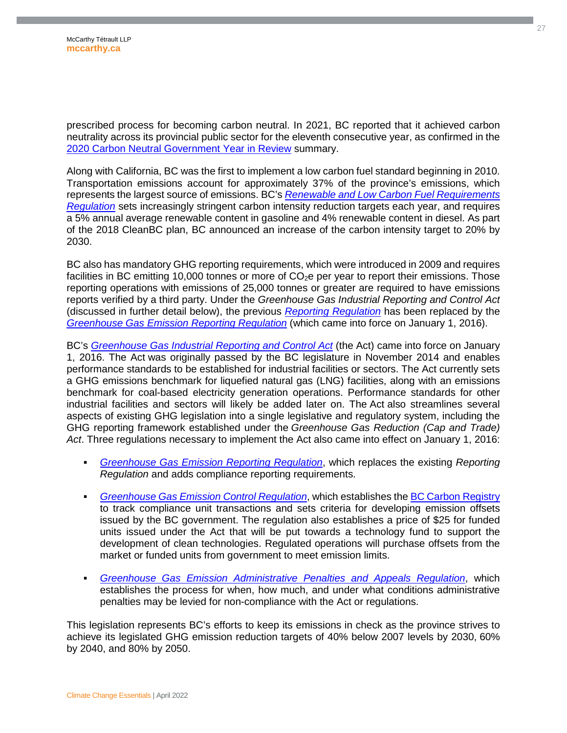prescribed process for becoming carbon neutral. In 2021, BC reported that it achieved carbon neutrality across its provincial public sector for the eleventh consecutive year, as confirmed in the 2020 Carbon Neutral Government Year in Review summary.

Along with California, BC was the first to implement a low carbon fuel standard beginning in 2010. Transportation emissions account for approximately 37% of the province's emissions, which represents the largest source of emissions. BC's *Renewable and Low Carbon Fuel Requirements Regulation* sets increasingly stringent carbon intensity reduction targets each year, and requires a 5% annual average renewable content in gasoline and 4% renewable content in diesel. As part of the 2018 CleanBC plan, BC announced an increase of the carbon intensity target to 20% by 2030.

BC also has mandatory GHG reporting requirements, which were introduced in 2009 and requires facilities in BC emitting 10,000 tonnes or more of $CO_2e$ per year to report their emissions. Those reporting operations with emissions of 25,000 tonnes or greater are required to have emissions reports verified by a third party. Under the *Greenhouse Gas Industrial Reporting and Control Act* (discussed in further detail below), the previous *Reporting Regulation* has been replaced by the *Greenhouse Gas Emission Reporting Regulation* (which came into force on January 1, 2016).

BC's *Greenhouse Gas Industrial Reporting and Control Act* (the Act) came into force on January 1, 2016. The Act was originally passed by the BC legislature in November 2014 and enables performance standards to be established for industrial facilities or sectors. The Act currently sets a GHG emissions benchmark for liquefied natural gas (LNG) facilities, along with an emissions benchmark for coal-based electricity generation operations. Performance standards for other industrial facilities and sectors will likely be added later on. The Act also streamlines several aspects of existing GHG legislation into a single legislative and regulatory system, including the GHG reporting framework established under the *Greenhouse Gas Reduction (Cap and Trade) Act*. Three regulations necessary to implement the Act also came into effect on January 1, 2016:

- *Greenhouse Gas Emission Reporting Regulation*, which replaces the existing *Reporting Regulation* and adds compliance reporting requirements.
- *Greenhouse Gas Emission Control Regulation*, which establishes the BC Carbon Registry to track compliance unit transactions and sets criteria for developing emission offsets issued by the BC government. The regulation also establishes a price of $25 for funded units issued under the Act that will be put towards a technology fund to support the development of clean technologies. Regulated operations will purchase offsets from the market or funded units from government to meet emission limits.
- *Greenhouse Gas Emission Administrative Penalties and Appeals Regulation*, which establishes the process for when, how much, and under what conditions administrative penalties may be levied for non-compliance with the Act or regulations.

This legislation represents BC's efforts to keep its emissions in check as the province strives to achieve its legislated GHG emission reduction targets of 40% below 2007 levels by 2030, 60% by 2040, and 80% by 2050.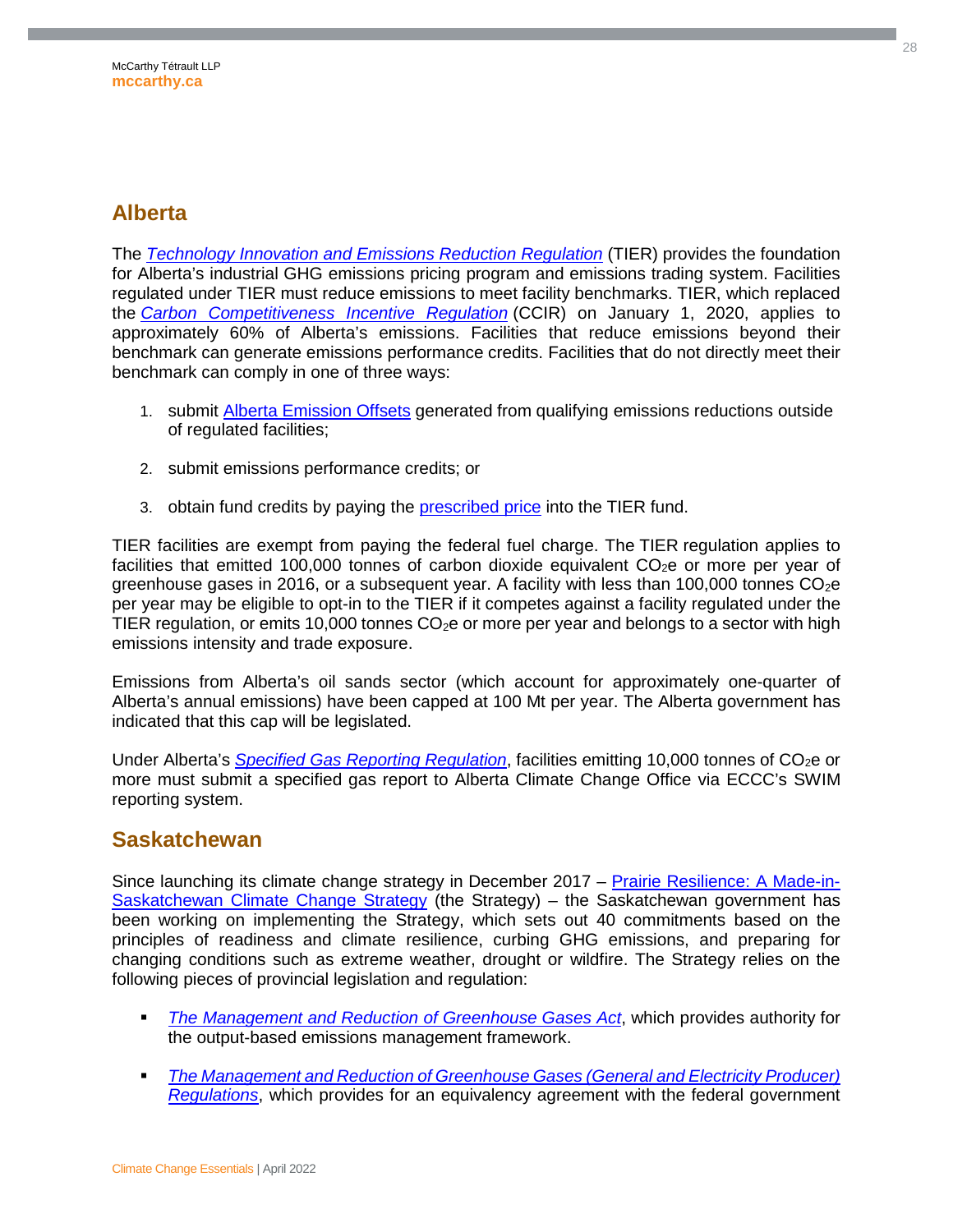## Alberta

The *Technology Innovation and Emissions Reduction Regulation* (TIER) provides the foundation for Alberta's industrial GHG emissions pricing program and emissions trading system. Facilities regulated under TIER must reduce emissions to meet facility benchmarks. TIER, which replaced the *Carbon Competitiveness Incentive Regulation* (CCIR) on January 1, 2020, applies to approximately 60% of Alberta's emissions. Facilities that reduce emissions beyond their benchmark can generate emissions performance credits. Facilities that do not directly meet their benchmark can comply in one of three ways:

1. submit Alberta Emission Offsets generated from qualifying emissions reductions outside of regulated facilities;
2. submit emissions performance credits; or
3. obtain fund credits by paying the prescribed price into the TIER fund.

TIER facilities are exempt from paying the federal fuel charge. The TIER regulation applies to facilities that emitted 100,000 tonnes of carbon dioxide equivalent $CO_2e$ or more per year of greenhouse gases in 2016, or a subsequent year. A facility with less than 100,000 tonnes $CO_2e$ per year may be eligible to opt-in to the TIER if it competes against a facility regulated under the TIER regulation, or emits 10,000 tonnes $CO_2e$ or more per year and belongs to a sector with high emissions intensity and trade exposure.

Emissions from Alberta's oil sands sector (which account for approximately one-quarter of Alberta's annual emissions) have been capped at 100 Mt per year. The Alberta government has indicated that this cap will be legislated.

Under Alberta's *Specified Gas Reporting Regulation*, facilities emitting 10,000 tonnes of $CO_2e$ or more must submit a specified gas report to Alberta Climate Change Office via ECCC's SWIM reporting system.

## Saskatchewan

Since launching its climate change strategy in December 2017 – Prairie Resilience: A Made-in-Saskatchewan Climate Change Strategy (the Strategy) – the Saskatchewan government has been working on implementing the Strategy, which sets out 40 commitments based on the principles of readiness and climate resilience, curbing GHG emissions, and preparing for changing conditions such as extreme weather, drought or wildfire. The Strategy relies on the following pieces of provincial legislation and regulation:

- *The Management and Reduction of Greenhouse Gases Act*, which provides authority for the output-based emissions management framework.
- *The Management and Reduction of Greenhouse Gases (General and Electricity Producer) Regulations*, which provides for an equivalency agreement with the federal government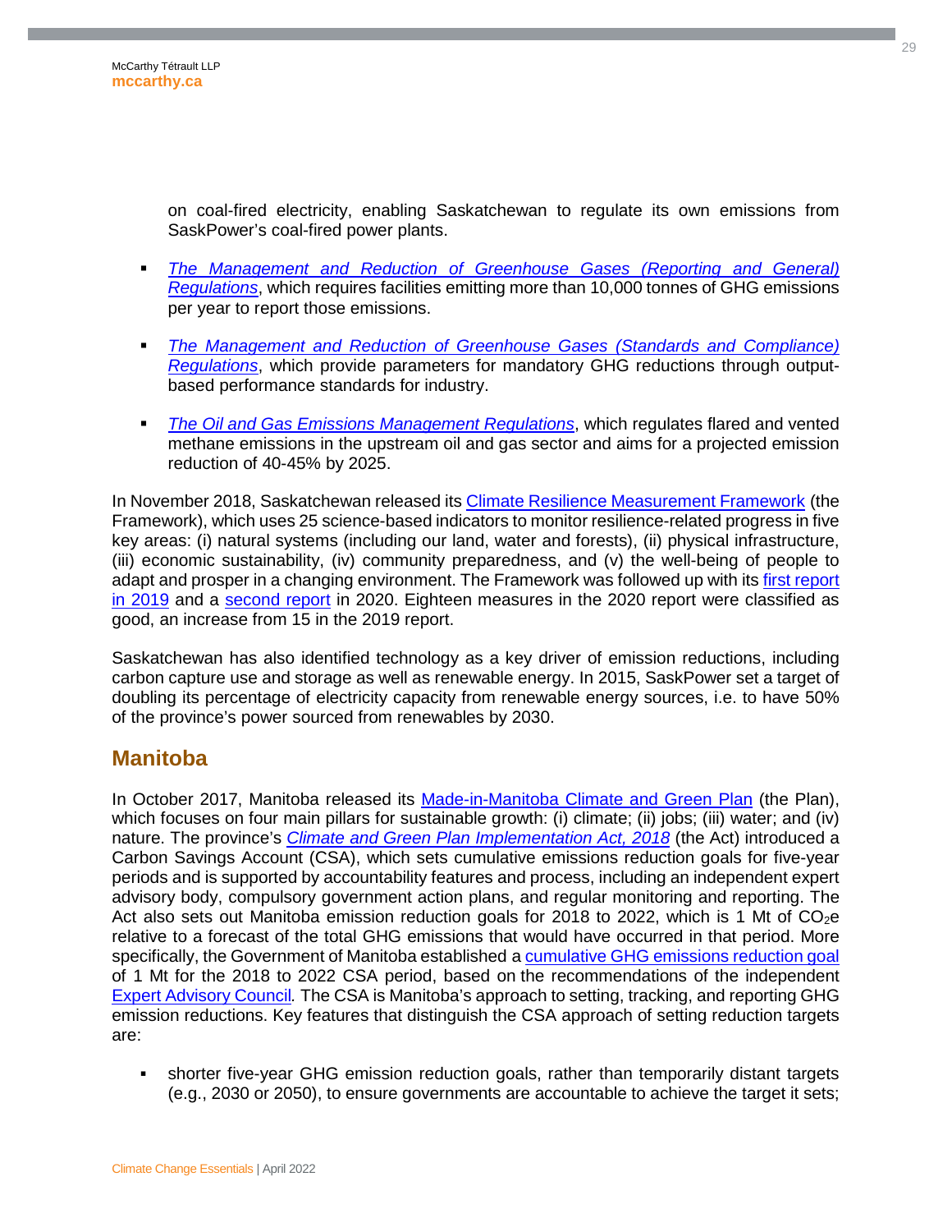on coal-fired electricity, enabling Saskatchewan to regulate its own emissions from SaskPower's coal-fired power plants.

- *The Management and Reduction of Greenhouse Gases (Reporting and General) Regulations*, which requires facilities emitting more than 10,000 tonnes of GHG emissions per year to report those emissions.

- *The Management and Reduction of Greenhouse Gases (Standards and Compliance) Regulations*, which provide parameters for mandatory GHG reductions through output-based performance standards for industry.

- *The Oil and Gas Emissions Management Regulations*, which regulates flared and vented methane emissions in the upstream oil and gas sector and aims for a projected emission reduction of 40-45% by 2025.

In November 2018, Saskatchewan released its Climate Resilience Measurement Framework (the Framework), which uses 25 science-based indicators to monitor resilience-related progress in five key areas: (i) natural systems (including our land, water and forests), (ii) physical infrastructure, (iii) economic sustainability, (iv) community preparedness, and (v) the well-being of people to adapt and prosper in a changing environment. The Framework was followed up with its first report in 2019 and a second report in 2020. Eighteen measures in the 2020 report were classified as good, an increase from 15 in the 2019 report.

Saskatchewan has also identified technology as a key driver of emission reductions, including carbon capture use and storage as well as renewable energy. In 2015, SaskPower set a target of doubling its percentage of electricity capacity from renewable energy sources, i.e. to have 50% of the province's power sourced from renewables by 2030.

## Manitoba

In October 2017, Manitoba released its Made-in-Manitoba Climate and Green Plan (the Plan), which focuses on four main pillars for sustainable growth: (i) climate; (ii) jobs; (iii) water; and (iv) nature. The province's *Climate and Green Plan Implementation Act, 2018* (the Act) introduced a Carbon Savings Account (CSA), which sets cumulative emissions reduction goals for five-year periods and is supported by accountability features and process, including an independent expert advisory body, compulsory government action plans, and regular monitoring and reporting. The Act also sets out Manitoba emission reduction goals for 2018 to 2022, which is 1 Mt of $CO_2e$ relative to a forecast of the total GHG emissions that would have occurred in that period. More specifically, the Government of Manitoba established a cumulative GHG emissions reduction goal of 1 Mt for the 2018 to 2022 CSA period, based on the recommendations of the independent Expert Advisory Council*.* The CSA is Manitoba's approach to setting, tracking, and reporting GHG emission reductions. Key features that distinguish the CSA approach of setting reduction targets are:

- shorter five-year GHG emission reduction goals, rather than temporarily distant targets (e.g., 2030 or 2050), to ensure governments are accountable to achieve the target it sets;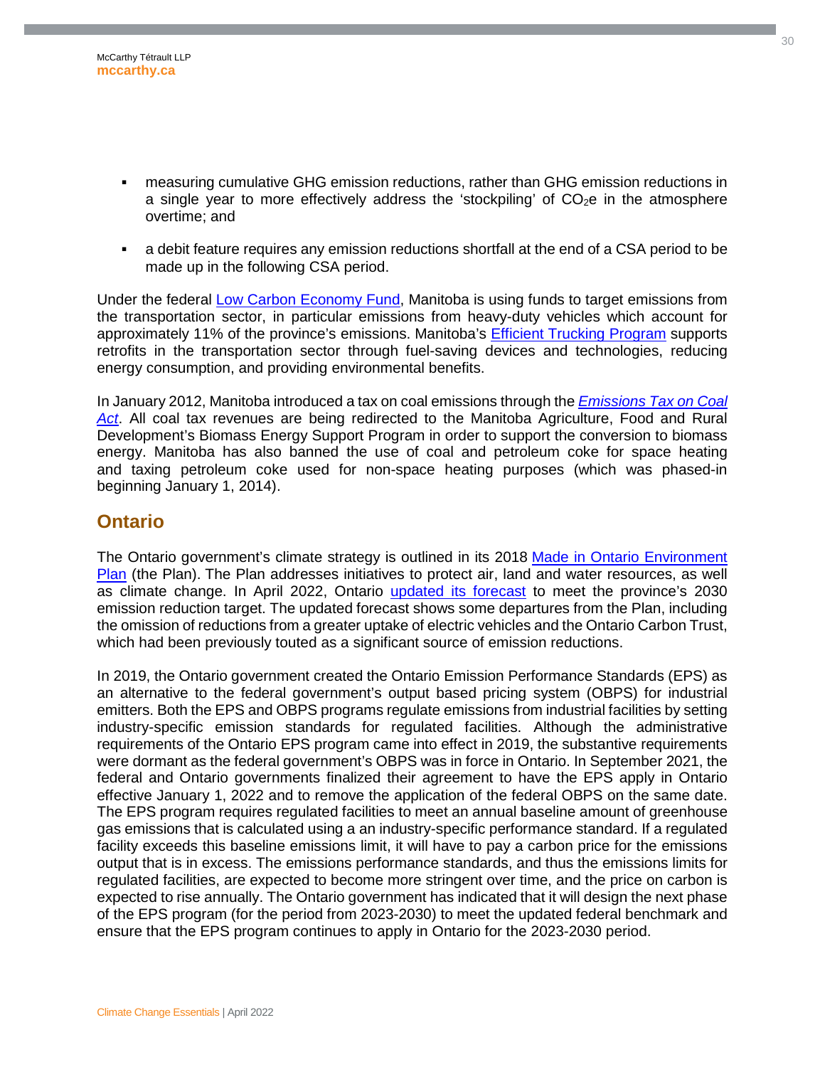- measuring cumulative GHG emission reductions, rather than GHG emission reductions in a single year to more effectively address the 'stockpiling' of $CO_2e$ in the atmosphere overtime; and
- a debit feature requires any emission reductions shortfall at the end of a CSA period to be made up in the following CSA period.

Under the federal Low Carbon Economy Fund, Manitoba is using funds to target emissions from the transportation sector, in particular emissions from heavy-duty vehicles which account for approximately 11% of the province's emissions. Manitoba's Efficient Trucking Program supports retrofits in the transportation sector through fuel-saving devices and technologies, reducing energy consumption, and providing environmental benefits.

In January 2012, Manitoba introduced a tax on coal emissions through the *Emissions Tax on Coal Act*. All coal tax revenues are being redirected to the Manitoba Agriculture, Food and Rural Development's Biomass Energy Support Program in order to support the conversion to biomass energy. Manitoba has also banned the use of coal and petroleum coke for space heating and taxing petroleum coke used for non-space heating purposes (which was phased-in beginning January 1, 2014).

## Ontario

The Ontario government's climate strategy is outlined in its 2018 Made in Ontario Environment Plan (the Plan). The Plan addresses initiatives to protect air, land and water resources, as well as climate change. In April 2022, Ontario updated its forecast to meet the province's 2030 emission reduction target. The updated forecast shows some departures from the Plan, including the omission of reductions from a greater uptake of electric vehicles and the Ontario Carbon Trust, which had been previously touted as a significant source of emission reductions.

In 2019, the Ontario government created the Ontario Emission Performance Standards (EPS) as an alternative to the federal government's output based pricing system (OBPS) for industrial emitters. Both the EPS and OBPS programs regulate emissions from industrial facilities by setting industry-specific emission standards for regulated facilities. Although the administrative requirements of the Ontario EPS program came into effect in 2019, the substantive requirements were dormant as the federal government's OBPS was in force in Ontario. In September 2021, the federal and Ontario governments finalized their agreement to have the EPS apply in Ontario effective January 1, 2022 and to remove the application of the federal OBPS on the same date. The EPS program requires regulated facilities to meet an annual baseline amount of greenhouse gas emissions that is calculated using a an industry-specific performance standard. If a regulated facility exceeds this baseline emissions limit, it will have to pay a carbon price for the emissions output that is in excess. The emissions performance standards, and thus the emissions limits for regulated facilities, are expected to become more stringent over time, and the price on carbon is expected to rise annually. The Ontario government has indicated that it will design the next phase of the EPS program (for the period from 2023-2030) to meet the updated federal benchmark and ensure that the EPS program continues to apply in Ontario for the 2023-2030 period.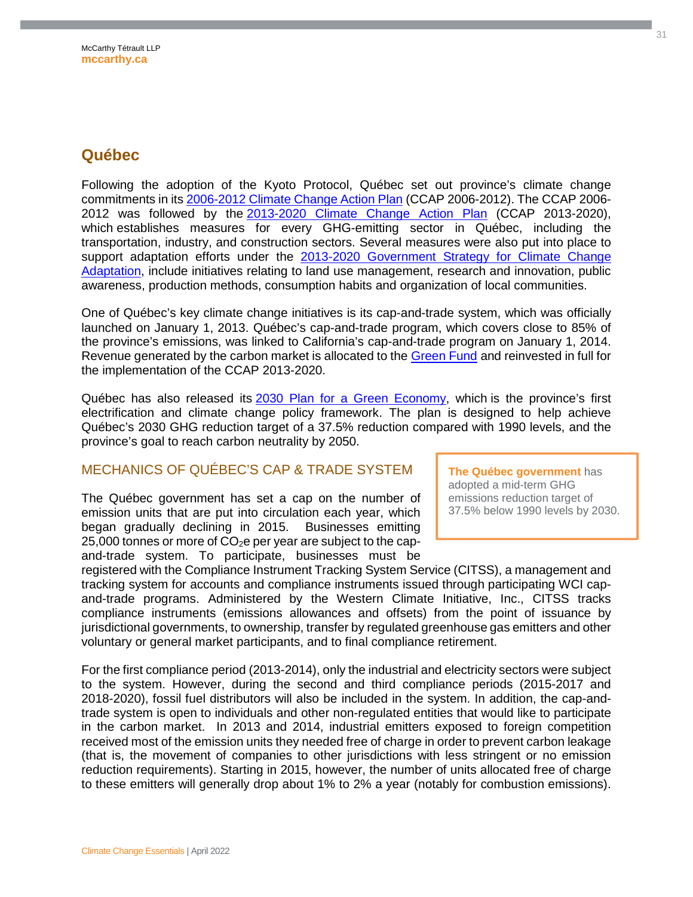## Québec

Following the adoption of the Kyoto Protocol, Québec set out province's climate change commitments in its 2006-2012 Climate Change Action Plan (CCAP 2006-2012). The CCAP 2006-2012 was followed by the 2013-2020 Climate Change Action Plan (CCAP 2013-2020), which establishes measures for every GHG-emitting sector in Québec, including the transportation, industry, and construction sectors. Several measures were also put into place to support adaptation efforts under the 2013-2020 Government Strategy for Climate Change Adaptation, include initiatives relating to land use management, research and innovation, public awareness, production methods, consumption habits and organization of local communities.

One of Québec's key climate change initiatives is its cap-and-trade system, which was officially launched on January 1, 2013. Québec's cap-and-trade program, which covers close to 85% of the province's emissions, was linked to California's cap-and-trade program on January 1, 2014. Revenue generated by the carbon market is allocated to the Green Fund and reinvested in full for the implementation of the CCAP 2013-2020.

Québec has also released its 2030 Plan for a Green Economy, which is the province's first electrification and climate change policy framework. The plan is designed to help achieve Québec's 2030 GHG reduction target of a 37.5% reduction compared with 1990 levels, and the province's goal to reach carbon neutrality by 2050.

### MECHANICS OF QUÉBEC'S CAP & TRADE SYSTEM

> **The Québec government** has adopted a mid-term GHG emissions reduction target of 37.5% below 1990 levels by 2030.

The Québec government has set a cap on the number of emission units that are put into circulation each year, which began gradually declining in 2015. Businesses emitting 25,000 tonnes or more of $CO_2$e per year are subject to the cap-and-trade system. To participate, businesses must be registered with the Compliance Instrument Tracking System Service (CITSS), a management and tracking system for accounts and compliance instruments issued through participating WCI cap-and-trade programs. Administered by the Western Climate Initiative, Inc., CITSS tracks compliance instruments (emissions allowances and offsets) from the point of issuance by jurisdictional governments, to ownership, transfer by regulated greenhouse gas emitters and other voluntary or general market participants, and to final compliance retirement.

For the first compliance period (2013-2014), only the industrial and electricity sectors were subject to the system. However, during the second and third compliance periods (2015-2017 and 2018-2020), fossil fuel distributors will also be included in the system. In addition, the cap-and-trade system is open to individuals and other non-regulated entities that would like to participate in the carbon market. In 2013 and 2014, industrial emitters exposed to foreign competition received most of the emission units they needed free of charge in order to prevent carbon leakage (that is, the movement of companies to other jurisdictions with less stringent or no emission reduction requirements). Starting in 2015, however, the number of units allocated free of charge to these emitters will generally drop about 1% to 2% a year (notably for combustion emissions).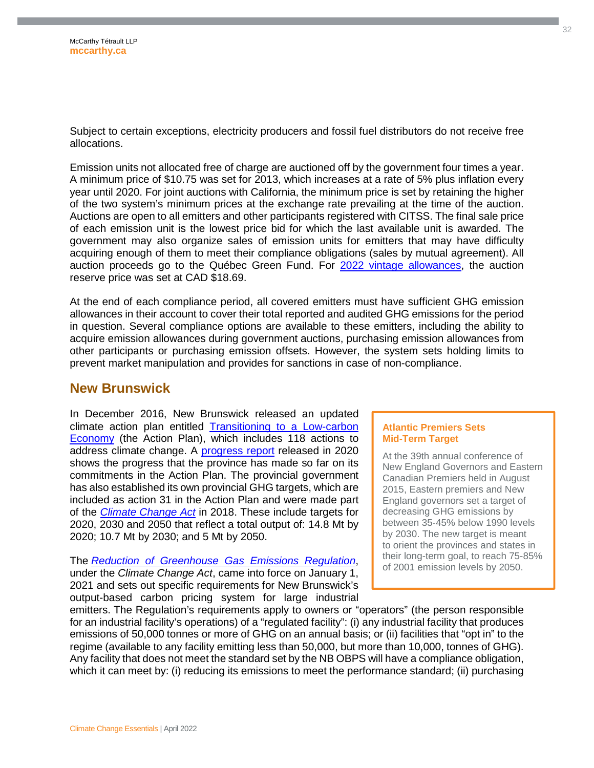Subject to certain exceptions, electricity producers and fossil fuel distributors do not receive free allocations.

Emission units not allocated free of charge are auctioned off by the government four times a year. A minimum price of $10.75 was set for 2013, which increases at a rate of 5% plus inflation every year until 2020. For joint auctions with California, the minimum price is set by retaining the higher of the two system's minimum prices at the exchange rate prevailing at the time of the auction. Auctions are open to all emitters and other participants registered with CITSS. The final sale price of each emission unit is the lowest price bid for which the last available unit is awarded. The government may also organize sales of emission units for emitters that may have difficulty acquiring enough of them to meet their compliance obligations (sales by mutual agreement). All auction proceeds go to the Québec Green Fund. For 2022 vintage allowances, the auction reserve price was set at CAD $18.69.

At the end of each compliance period, all covered emitters must have sufficient GHG emission allowances in their account to cover their total reported and audited GHG emissions for the period in question. Several compliance options are available to these emitters, including the ability to acquire emission allowances during government auctions, purchasing emission allowances from other participants or purchasing emission offsets. However, the system sets holding limits to prevent market manipulation and provides for sanctions in case of non-compliance.

## New Brunswick

In December 2016, New Brunswick released an updated climate action plan entitled Transitioning to a Low-carbon Economy (the Action Plan), which includes 118 actions to address climate change. A progress report released in 2020 shows the progress that the province has made so far on its commitments in the Action Plan. The provincial government has also established its own provincial GHG targets, which are included as action 31 in the Action Plan and were made part of the *Climate Change Act* in 2018. These include targets for 2020, 2030 and 2050 that reflect a total output of: 14.8 Mt by 2020; 10.7 Mt by 2030; and 5 Mt by 2050.

> **Atlantic Premiers Sets Mid-Term Target**
>
> At the 39th annual conference of New England Governors and Eastern Canadian Premiers held in August 2015, Eastern premiers and New England governors set a target of decreasing GHG emissions by between 35-45% below 1990 levels by 2030. The new target is meant to orient the provinces and states in their long-term goal, to reach 75-85% of 2001 emission levels by 2050.

The *Reduction of Greenhouse Gas Emissions Regulation*, under the *Climate Change Act*, came into force on January 1, 2021 and sets out specific requirements for New Brunswick's output-based carbon pricing system for large industrial emitters. The Regulation's requirements apply to owners or "operators" (the person responsible for an industrial facility's operations) of a "regulated facility": (i) any industrial facility that produces emissions of 50,000 tonnes or more of GHG on an annual basis; or (ii) facilities that "opt in" to the regime (available to any facility emitting less than 50,000, but more than 10,000, tonnes of GHG). Any facility that does not meet the standard set by the NB OBPS will have a compliance obligation, which it can meet by: (i) reducing its emissions to meet the performance standard; (ii) purchasing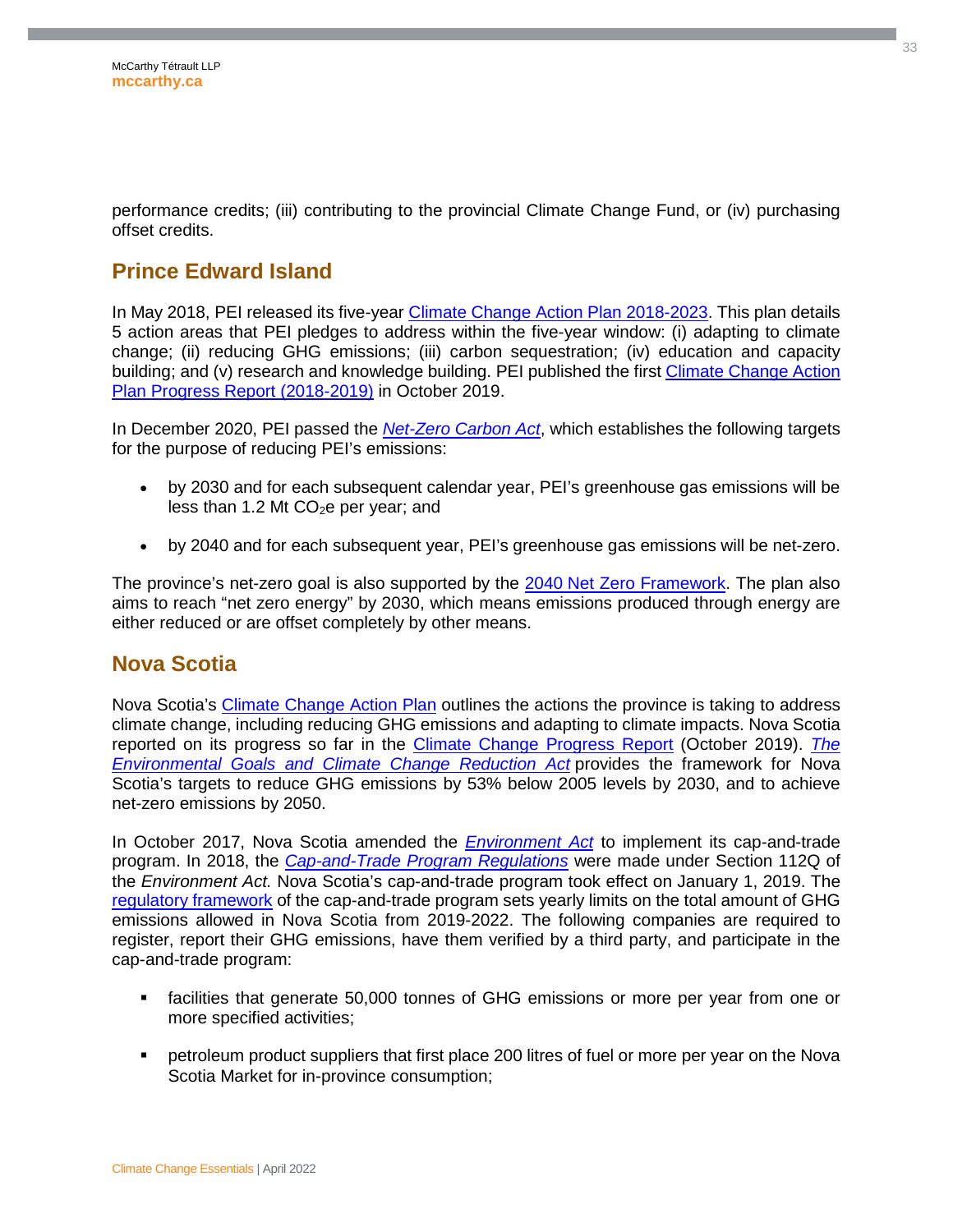performance credits; (iii) contributing to the provincial Climate Change Fund, or (iv) purchasing offset credits.

## Prince Edward Island

In May 2018, PEI released its five-year Climate Change Action Plan 2018-2023. This plan details 5 action areas that PEI pledges to address within the five-year window: (i) adapting to climate change; (ii) reducing GHG emissions; (iii) carbon sequestration; (iv) education and capacity building; and (v) research and knowledge building. PEI published the first Climate Change Action Plan Progress Report (2018-2019) in October 2019.

In December 2020, PEI passed the *Net-Zero Carbon Act*, which establishes the following targets for the purpose of reducing PEI's emissions:

- by 2030 and for each subsequent calendar year, PEI's greenhouse gas emissions will be less than 1.2 Mt $CO_2e$ per year; and
- by 2040 and for each subsequent year, PEI's greenhouse gas emissions will be net-zero.

The province's net-zero goal is also supported by the 2040 Net Zero Framework. The plan also aims to reach "net zero energy" by 2030, which means emissions produced through energy are either reduced or are offset completely by other means.

## Nova Scotia

Nova Scotia's Climate Change Action Plan outlines the actions the province is taking to address climate change, including reducing GHG emissions and adapting to climate impacts. Nova Scotia reported on its progress so far in the Climate Change Progress Report (October 2019). *The Environmental Goals and Climate Change Reduction Act* provides the framework for Nova Scotia's targets to reduce GHG emissions by 53% below 2005 levels by 2030, and to achieve net-zero emissions by 2050.

In October 2017, Nova Scotia amended the *Environment Act* to implement its cap-and-trade program. In 2018, the *Cap-and-Trade Program Regulations* were made under Section 112Q of the *Environment Act.* Nova Scotia's cap-and-trade program took effect on January 1, 2019. The regulatory framework of the cap-and-trade program sets yearly limits on the total amount of GHG emissions allowed in Nova Scotia from 2019-2022. The following companies are required to register, report their GHG emissions, have them verified by a third party, and participate in the cap-and-trade program:

- facilities that generate 50,000 tonnes of GHG emissions or more per year from one or more specified activities;
- petroleum product suppliers that first place 200 litres of fuel or more per year on the Nova Scotia Market for in-province consumption;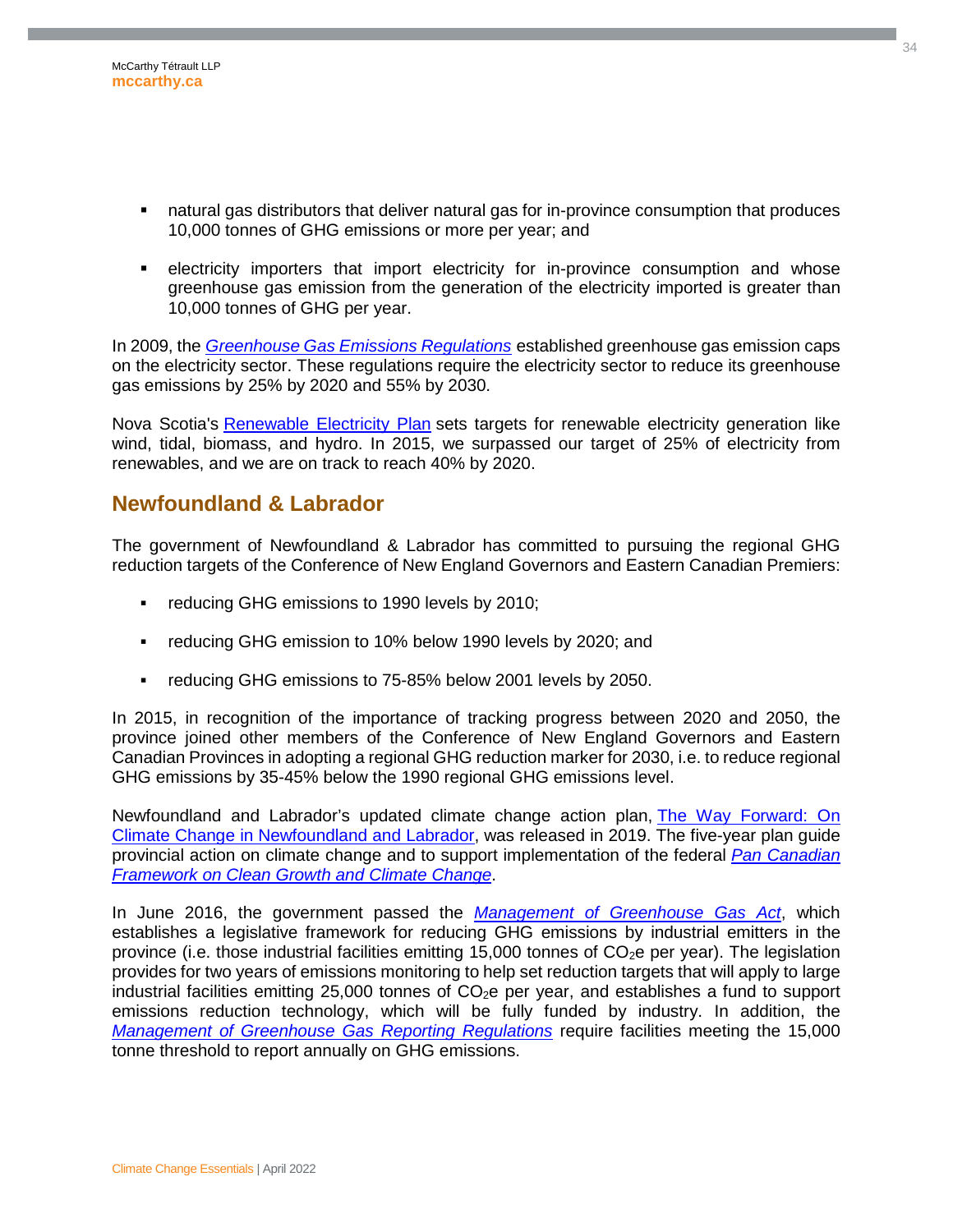- natural gas distributors that deliver natural gas for in-province consumption that produces 10,000 tonnes of GHG emissions or more per year; and

- electricity importers that import electricity for in-province consumption and whose greenhouse gas emission from the generation of the electricity imported is greater than 10,000 tonnes of GHG per year.

In 2009, the *Greenhouse Gas Emissions Regulations* established greenhouse gas emission caps on the electricity sector. These regulations require the electricity sector to reduce its greenhouse gas emissions by 25% by 2020 and 55% by 2030.

Nova Scotia's Renewable Electricity Plan sets targets for renewable electricity generation like wind, tidal, biomass, and hydro. In 2015, we surpassed our target of 25% of electricity from renewables, and we are on track to reach 40% by 2020.

## Newfoundland & Labrador

The government of Newfoundland & Labrador has committed to pursuing the regional GHG reduction targets of the Conference of New England Governors and Eastern Canadian Premiers:

- reducing GHG emissions to 1990 levels by 2010;

- reducing GHG emission to 10% below 1990 levels by 2020; and

- reducing GHG emissions to 75-85% below 2001 levels by 2050.

In 2015, in recognition of the importance of tracking progress between 2020 and 2050, the province joined other members of the Conference of New England Governors and Eastern Canadian Provinces in adopting a regional GHG reduction marker for 2030, i.e. to reduce regional GHG emissions by 35-45% below the 1990 regional GHG emissions level.

Newfoundland and Labrador's updated climate change action plan, The Way Forward: On Climate Change in Newfoundland and Labrador, was released in 2019. The five-year plan guide provincial action on climate change and to support implementation of the federal *Pan Canadian Framework on Clean Growth and Climate Change*.

In June 2016, the government passed the *Management of Greenhouse Gas Act*, which establishes a legislative framework for reducing GHG emissions by industrial emitters in the province (i.e. those industrial facilities emitting 15,000 tonnes of $CO_2$e per year). The legislation provides for two years of emissions monitoring to help set reduction targets that will apply to large industrial facilities emitting 25,000 tonnes of $CO_2$e per year, and establishes a fund to support emissions reduction technology, which will be fully funded by industry. In addition, the *Management of Greenhouse Gas Reporting Regulations* require facilities meeting the 15,000 tonne threshold to report annually on GHG emissions.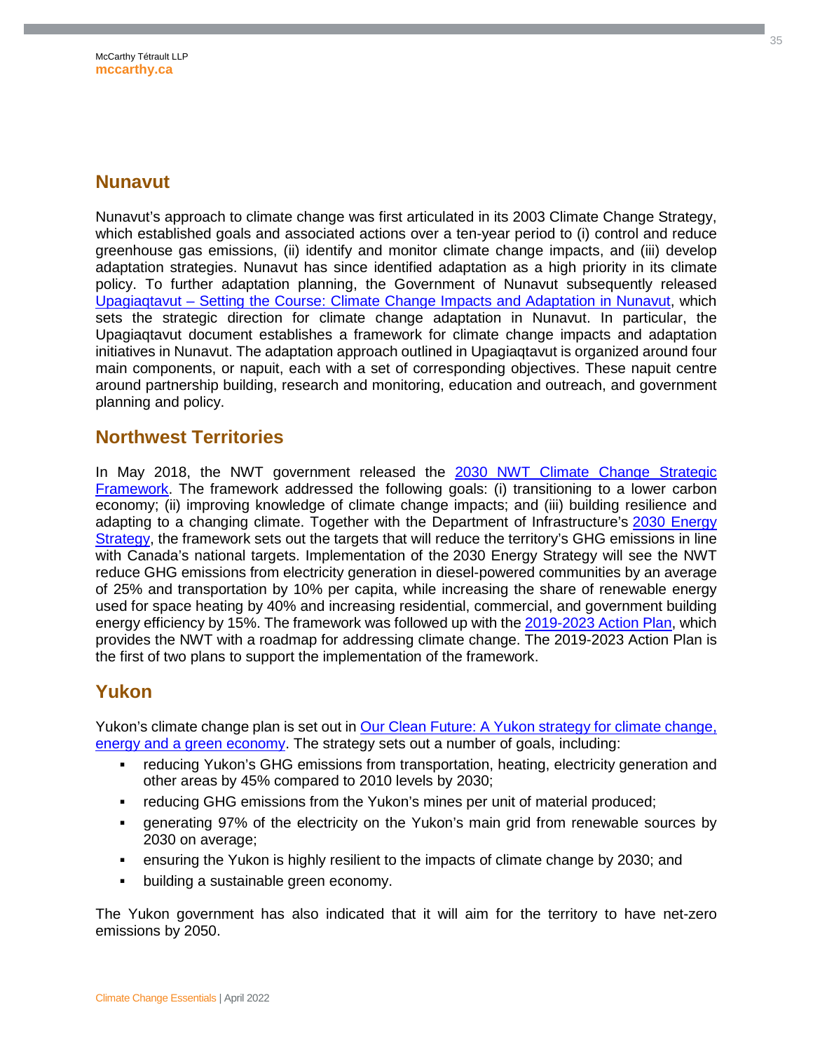## Nunavut

Nunavut's approach to climate change was first articulated in its 2003 Climate Change Strategy, which established goals and associated actions over a ten-year period to (i) control and reduce greenhouse gas emissions, (ii) identify and monitor climate change impacts, and (iii) develop adaptation strategies. Nunavut has since identified adaptation as a high priority in its climate policy. To further adaptation planning, the Government of Nunavut subsequently released Upagiaqtavut – Setting the Course: Climate Change Impacts and Adaptation in Nunavut, which sets the strategic direction for climate change adaptation in Nunavut. In particular, the Upagiaqtavut document establishes a framework for climate change impacts and adaptation initiatives in Nunavut. The adaptation approach outlined in Upagiaqtavut is organized around four main components, or napuit, each with a set of corresponding objectives. These napuit centre around partnership building, research and monitoring, education and outreach, and government planning and policy.

## Northwest Territories

In May 2018, the NWT government released the 2030 NWT Climate Change Strategic Framework. The framework addressed the following goals: (i) transitioning to a lower carbon economy; (ii) improving knowledge of climate change impacts; and (iii) building resilience and adapting to a changing climate. Together with the Department of Infrastructure's 2030 Energy Strategy, the framework sets out the targets that will reduce the territory's GHG emissions in line with Canada's national targets. Implementation of the 2030 Energy Strategy will see the NWT reduce GHG emissions from electricity generation in diesel-powered communities by an average of 25% and transportation by 10% per capita, while increasing the share of renewable energy used for space heating by 40% and increasing residential, commercial, and government building energy efficiency by 15%. The framework was followed up with the 2019-2023 Action Plan, which provides the NWT with a roadmap for addressing climate change. The 2019-2023 Action Plan is the first of two plans to support the implementation of the framework.

## Yukon

Yukon's climate change plan is set out in Our Clean Future: A Yukon strategy for climate change, energy and a green economy. The strategy sets out a number of goals, including:

- reducing Yukon's GHG emissions from transportation, heating, electricity generation and other areas by 45% compared to 2010 levels by 2030;
- reducing GHG emissions from the Yukon's mines per unit of material produced;
- generating 97% of the electricity on the Yukon's main grid from renewable sources by 2030 on average;
- ensuring the Yukon is highly resilient to the impacts of climate change by 2030; and
- building a sustainable green economy.

The Yukon government has also indicated that it will aim for the territory to have net-zero emissions by 2050.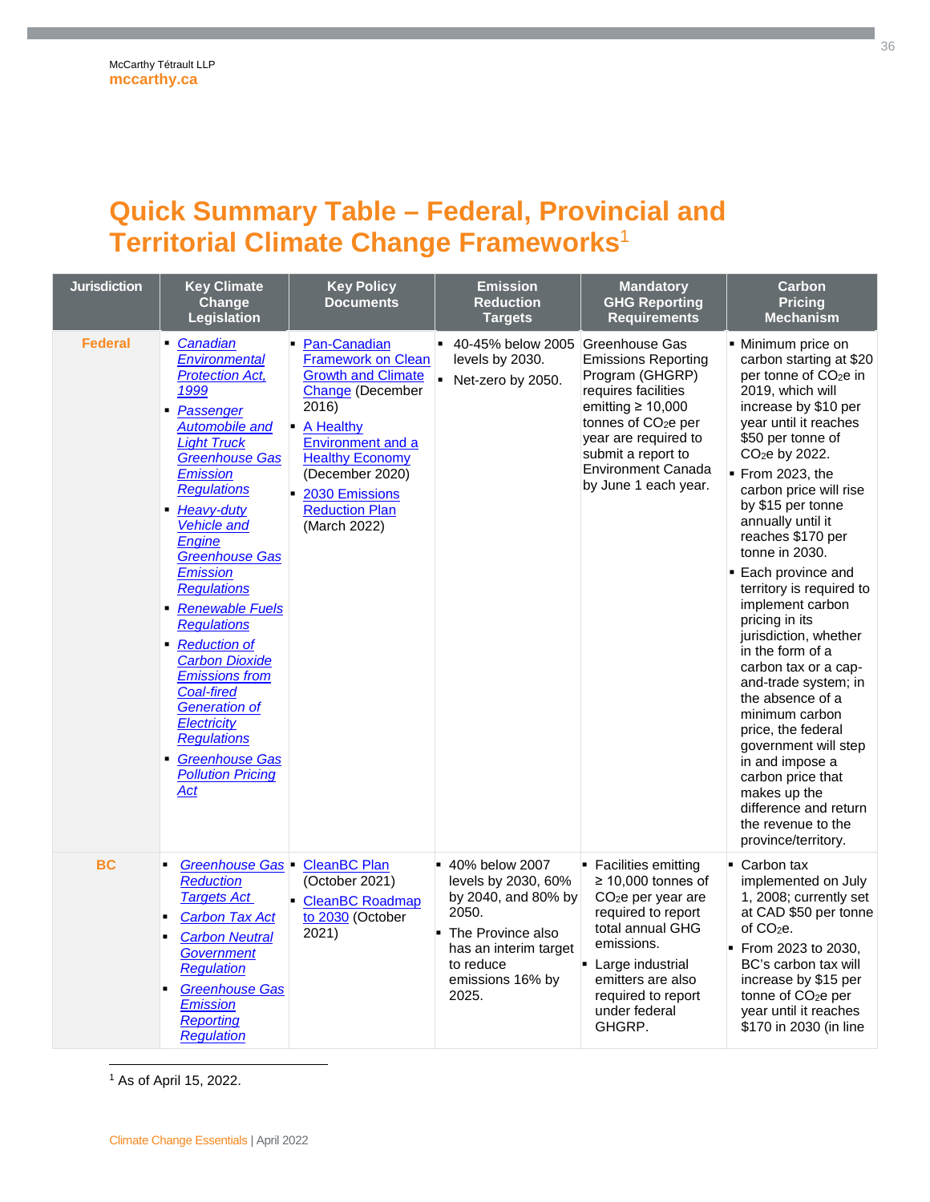# Quick Summary Table – Federal, Provincial and Territorial Climate Change Frameworks[1]

| Jurisdiction | Key Climate Change Legislation | Key Policy Documents | Emission Reduction Targets | Mandatory GHG Reporting Requirements | Carbon Pricing Mechanism |
|---|---|---|---|---|---|
| **Federal** | ▪ *Canadian Environmental Protection Act, 1999*<br>▪ *Passenger Automobile and Light Truck Greenhouse Gas Emission Regulations*<br>▪ *Heavy-duty Vehicle and Engine Greenhouse Gas Emission Regulations*<br>▪ *Renewable Fuels Regulations*<br>▪ *Reduction of Carbon Dioxide Emissions from Coal-fired Generation of Electricity Regulations*<br>▪ *Greenhouse Gas Pollution Pricing Act* | ▪ Pan-Canadian Framework on Clean Growth and Climate Change (December 2016)<br>▪ A Healthy Environment and a Healthy Economy (December 2020)<br>▪ 2030 Emissions Reduction Plan (March 2022) | ▪ 40-45% below 2005 levels by 2030.<br>▪ Net-zero by 2050. | Greenhouse Gas Emissions Reporting Program (GHGRP) requires facilities emitting ≥ 10,000 tonnes of $CO_2e$ per year are required to submit a report to Environment Canada by June 1 each year. | ▪ Minimum price on carbon starting at $20 per tonne of $CO_2e$ in 2019, which will increase by $10 per year until it reaches $50 per tonne of $CO_2e$ by 2022.<br>▪ From 2023, the carbon price will rise by $15 per tonne annually until it reaches $170 per tonne in 2030.<br>▪ Each province and territory is required to implement carbon pricing in its jurisdiction, whether in the form of a carbon tax or a cap-and-trade system; in the absence of a minimum carbon price, the federal government will step in and impose a carbon price that makes up the difference and return the revenue to the province/territory. |
| **BC** | ▪ *Greenhouse Gas Reduction Targets Act*<br>▪ *Carbon Tax Act*<br>▪ *Carbon Neutral Government Regulation*<br>▪ *Greenhouse Gas Emission Reporting Regulation* | ▪ CleanBC Plan (October 2021)<br>▪ CleanBC Roadmap to 2030 (October 2021) | ▪ 40% below 2007 levels by 2030, 60% by 2040, and 80% by 2050.<br>▪ The Province also has an interim target to reduce emissions 16% by 2025. | ▪ Facilities emitting ≥ 10,000 tonnes of $CO_2e$ per year are required to report total annual GHG emissions.<br>▪ Large industrial emitters are also required to report under federal GHGRP. | ▪ Carbon tax implemented on July 1, 2008; currently set at CAD $50 per tonne of $CO_2e$.<br>▪ From 2023 to 2030, BC's carbon tax will increase by $15 per tonne of $CO_2e$ per year until it reaches $170 in 2030 (in line |

[1] As of April 15, 2022.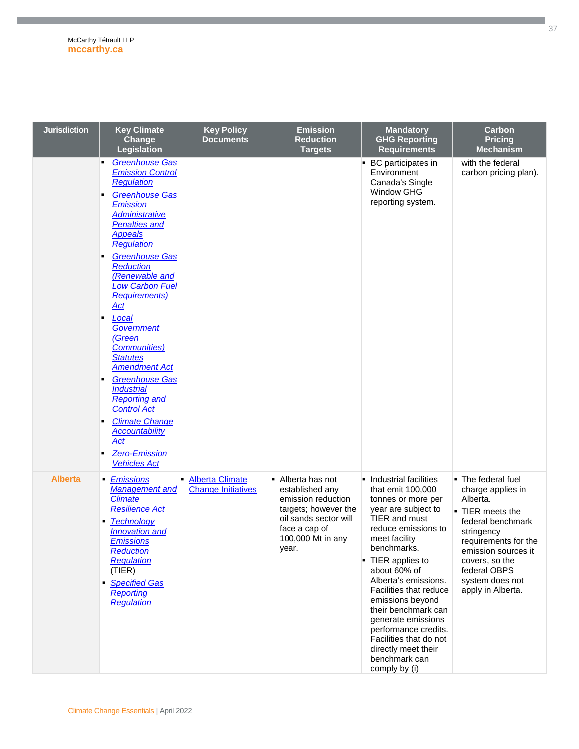| Jurisdiction | Key Climate Change Legislation | Key Policy Documents | Emission Reduction Targets | Mandatory GHG Reporting Requirements | Carbon Pricing Mechanism |
|---|---|---|---|---|---|
| | ▪ *Greenhouse Gas Emission Control Regulation*<br>▪ *Greenhouse Gas Emission Administrative Penalties and Appeals Regulation*<br>▪ *Greenhouse Gas Reduction (Renewable and Low Carbon Fuel Requirements) Act*<br>▪ *Local Government (Green Communities) Statutes Amendment Act*<br>▪ *Greenhouse Gas Industrial Reporting and Control Act*<br>▪ *Climate Change Accountability Act*<br>▪ *Zero-Emission Vehicles Act* | | | ▪ BC participates in Environment Canada's Single Window GHG reporting system. | with the federal carbon pricing plan). |
| **Alberta** | ▪ *Emissions Management and Climate Resilience Act*<br>▪ *Technology Innovation and Emissions Reduction Regulation* (TIER)<br>▪ *Specified Gas Reporting Regulation* | ▪ Alberta Climate Change Initiatives | ▪ Alberta has not established any emission reduction targets; however the oil sands sector will face a cap of 100,000 Mt in any year. | ▪ Industrial facilities that emit 100,000 tonnes or more per year are subject to TIER and must reduce emissions to meet facility benchmarks.<br>▪ TIER applies to about 60% of Alberta's emissions. Facilities that reduce emissions beyond their benchmark can generate emissions performance credits. Facilities that do not directly meet their benchmark can comply by (i) | ▪ The federal fuel charge applies in Alberta.<br>▪ TIER meets the federal benchmark stringency requirements for the emission sources it covers, so the federal OBPS system does not apply in Alberta. |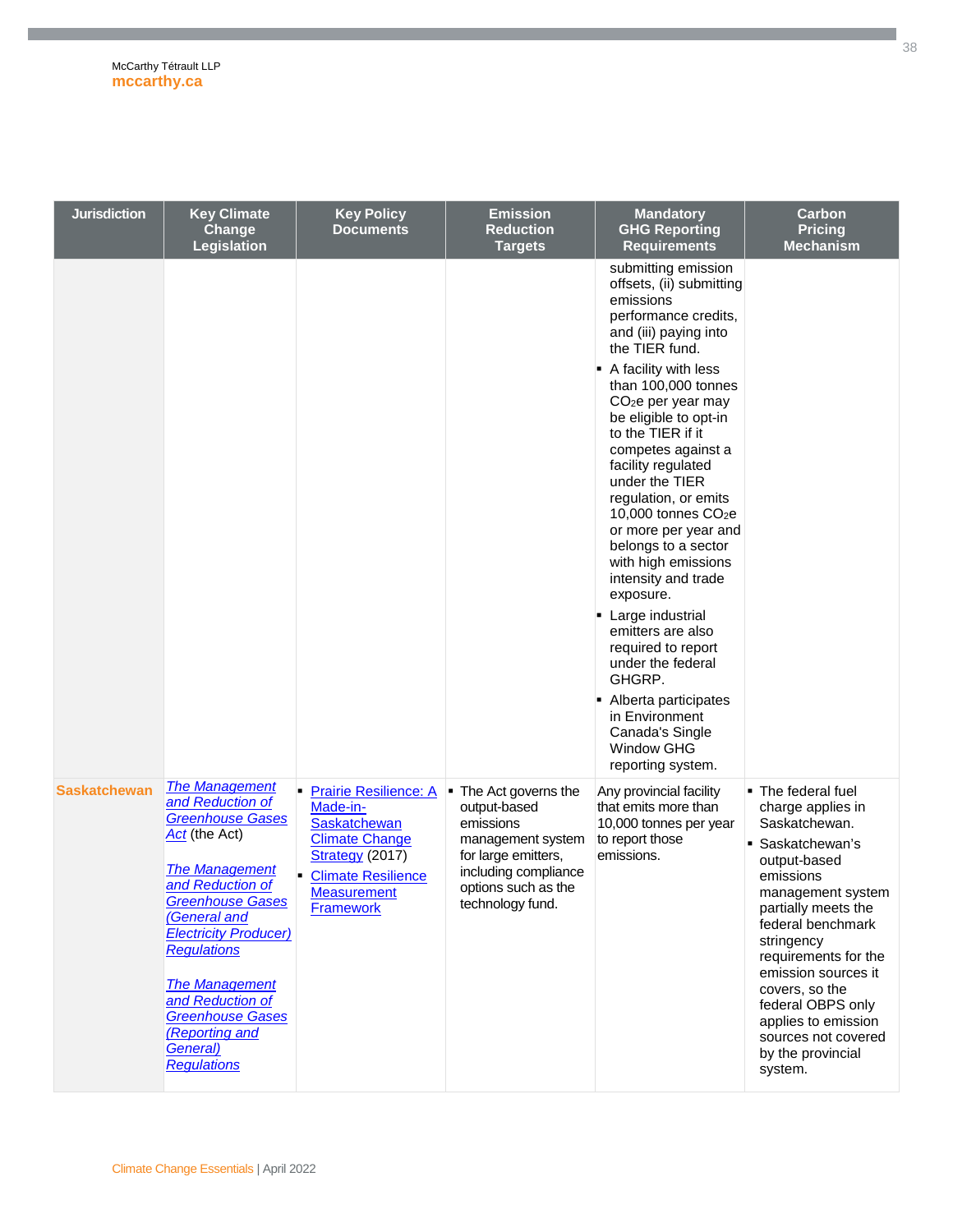| Jurisdiction | Key Climate Change Legislation | Key Policy Documents | Emission Reduction Targets | Mandatory GHG Reporting Requirements | Carbon Pricing Mechanism |
|---|---|---|---|---|---|
| | | | | submitting emission offsets, (ii) submitting emissions performance credits, and (iii) paying into the TIER fund.<br>▪ A facility with less than 100,000 tonnes $CO_2e$ per year may be eligible to opt-in to the TIER if it competes against a facility regulated under the TIER regulation, or emits 10,000 tonnes $CO_2e$ or more per year and belongs to a sector with high emissions intensity and trade exposure.<br>▪ Large industrial emitters are also required to report under the federal GHGRP.<br>▪ Alberta participates in Environment Canada's Single Window GHG reporting system. | |
| **Saskatchewan** | *The Management and Reduction of Greenhouse Gases Act* (the Act)<br><br>*The Management and Reduction of Greenhouse Gases (General and Electricity Producer) Regulations*<br><br>*The Management and Reduction of Greenhouse Gases (Reporting and General) Regulations* | ▪ Prairie Resilience: A Made-in-Saskatchewan Climate Change Strategy (2017)<br>▪ Climate Resilience Measurement Framework | ▪ The Act governs the output-based emissions management system for large emitters, including compliance options such as the technology fund. | Any provincial facility that emits more than 10,000 tonnes per year to report those emissions. | ▪ The federal fuel charge applies in Saskatchewan.<br>▪ Saskatchewan's output-based emissions management system partially meets the federal benchmark stringency requirements for the emission sources it covers, so the federal OBPS only applies to emission sources not covered by the provincial system. |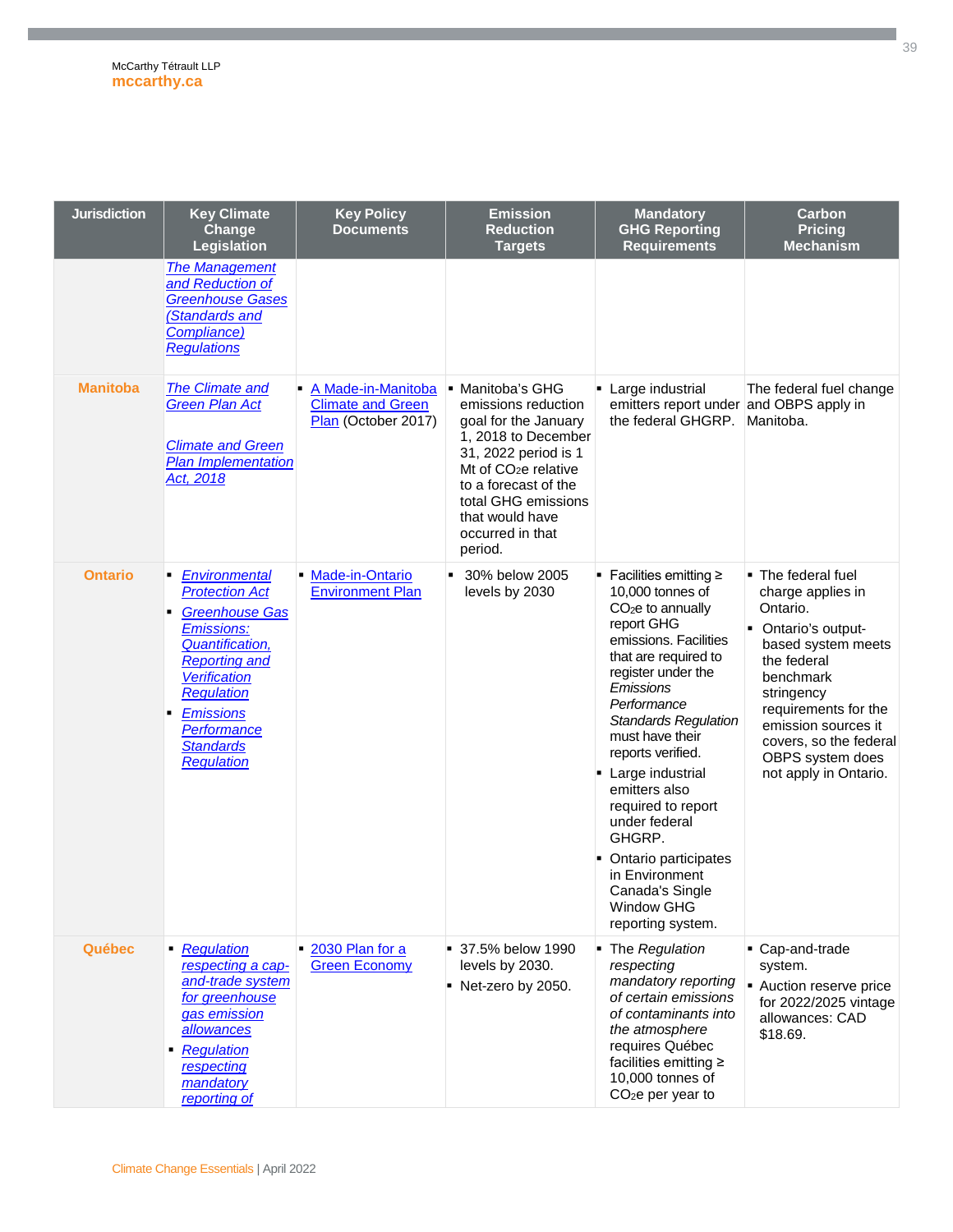| Jurisdiction | Key Climate Change Legislation | Key Policy Documents | Emission Reduction Targets | Mandatory GHG Reporting Requirements | Carbon Pricing Mechanism |
|---|---|---|---|---|---|
| | *The Management and Reduction of Greenhouse Gases (Standards and Compliance) Regulations* | | | | |
| **Manitoba** | *The Climate and Green Plan Act*<br><br>*Climate and Green Plan Implementation Act, 2018* | ▪ A Made-in-Manitoba Climate and Green Plan (October 2017) | ▪ Manitoba's GHG emissions reduction goal for the January 1, 2018 to December 31, 2022 period is 1 Mt of $CO_2e$ relative to a forecast of the total GHG emissions that would have occurred in that period. | ▪ Large industrial emitters report under the federal GHGRP. | The federal fuel change and OBPS apply in Manitoba. |
| **Ontario** | ▪ *Environmental Protection Act*<br>▪ *Greenhouse Gas Emissions: Quantification, Reporting and Verification Regulation*<br>▪ *Emissions Performance Standards Regulation* | ▪ Made-in-Ontario Environment Plan | ▪ 30% below 2005 levels by 2030 | ▪ Facilities emitting ≥ 10,000 tonnes of $CO_2e$ to annually report GHG emissions. Facilities that are required to register under the *Emissions Performance Standards Regulation* must have their reports verified.<br>▪ Large industrial emitters also required to report under federal GHGRP.<br>▪ Ontario participates in Environment Canada's Single Window GHG reporting system. | ▪ The federal fuel charge applies in Ontario.<br>▪ Ontario's output-based system meets the federal benchmark stringency requirements for the emission sources it covers, so the federal OBPS system does not apply in Ontario. |
| **Québec** | ▪ *Regulation respecting a cap-and-trade system for greenhouse gas emission allowances*<br>▪ *Regulation respecting mandatory reporting of* | ▪ 2030 Plan for a Green Economy | ▪ 37.5% below 1990 levels by 2030.<br>▪ Net-zero by 2050. | ▪ The *Regulation respecting mandatory reporting of certain emissions of contaminants into the atmosphere* requires Québec facilities emitting ≥ 10,000 tonnes of $CO_2e$ per year to | ▪ Cap-and-trade system.<br>▪ Auction reserve price for 2022/2025 vintage allowances: CAD $18.69. |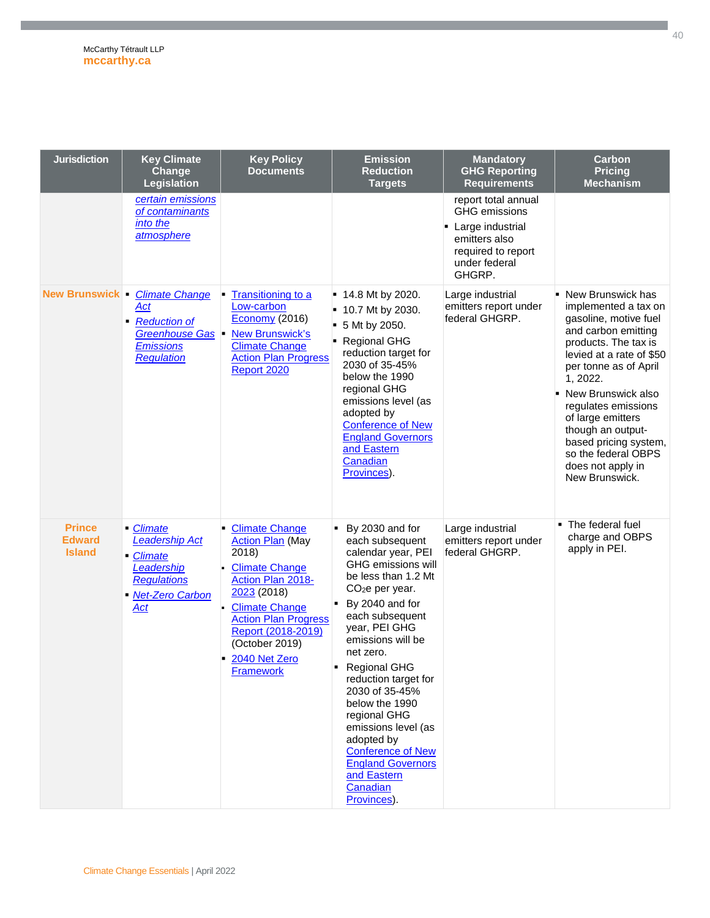| Jurisdiction | Key Climate Change Legislation | Key Policy Documents | Emission Reduction Targets | Mandatory GHG Reporting Requirements | Carbon Pricing Mechanism |
|---|---|---|---|---|---|
| | *certain emissions of contaminants into the atmosphere* | | | report total annual GHG emissions<br>▪ Large industrial emitters also required to report under federal GHGRP. | |
| **New Brunswick** | ▪ *Climate Change Act*<br>▪ *Reduction of Greenhouse Gas Emissions Regulation* | ▪ Transitioning to a Low-carbon Economy (2016)<br>▪ New Brunswick's Climate Change Action Plan Progress Report 2020 | ▪ 14.8 Mt by 2020.<br>▪ 10.7 Mt by 2030.<br>▪ 5 Mt by 2050.<br>▪ Regional GHG reduction target for 2030 of 35-45% below the 1990 regional GHG emissions level (as adopted by Conference of New England Governors and Eastern Canadian Provinces). | Large industrial emitters report under federal GHGRP. | ▪ New Brunswick has implemented a tax on gasoline, motive fuel and carbon emitting products. The tax is levied at a rate of $50 per tonne as of April 1, 2022.<br>▪ New Brunswick also regulates emissions of large emitters though an output-based pricing system, so the federal OBPS does not apply in New Brunswick. |
| **Prince Edward Island** | ▪ *Climate Leadership Act*<br>▪ *Climate Leadership Regulations*<br>▪ *Net-Zero Carbon Act* | ▪ Climate Change Action Plan (May 2018)<br>▪ Climate Change Action Plan 2018-2023 (2018)<br>▪ Climate Change Action Plan Progress Report (2018-2019) (October 2019)<br>▪ 2040 Net Zero Framework | ▪ By 2030 and for each subsequent calendar year, PEI GHG emissions will be less than 1.2 Mt $CO_2e$ per year.<br>▪ By 2040 and for each subsequent year, PEI GHG emissions will be net zero.<br>▪ Regional GHG reduction target for 2030 of 35-45% below the 1990 regional GHG emissions level (as adopted by Conference of New England Governors and Eastern Canadian Provinces). | Large industrial emitters report under federal GHGRP. | ▪ The federal fuel charge and OBPS apply in PEI. |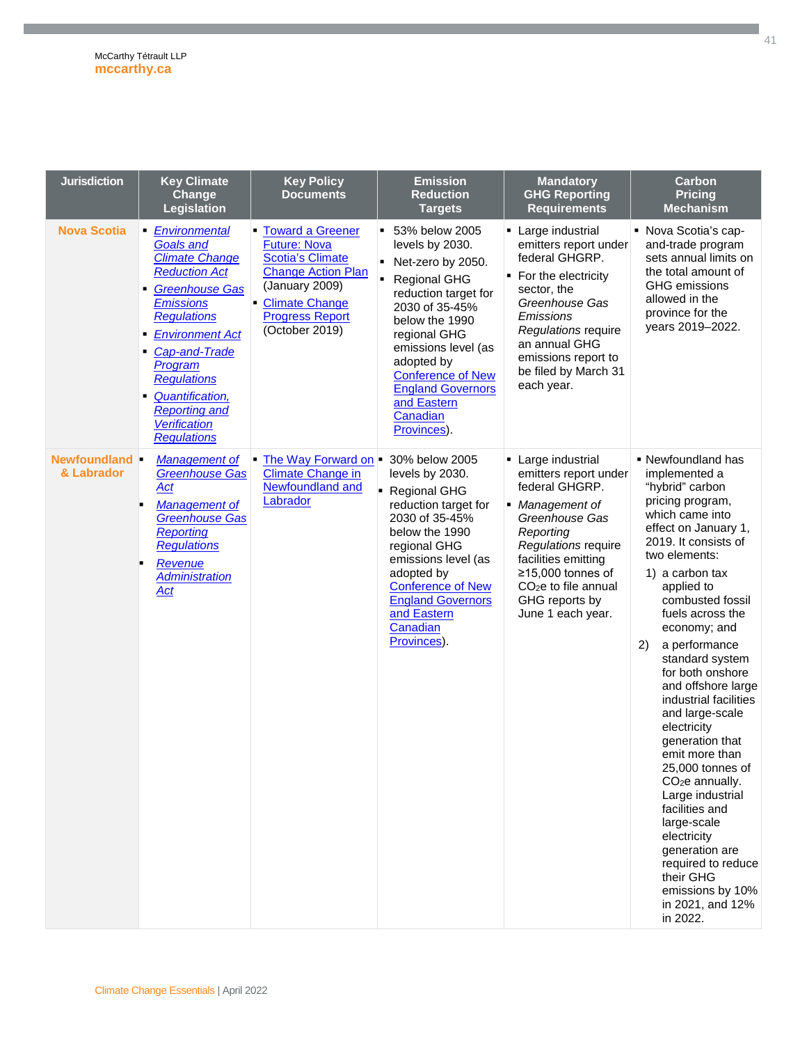| Jurisdiction | Key Climate Change Legislation | Key Policy Documents | Emission Reduction Targets | Mandatory GHG Reporting Requirements | Carbon Pricing Mechanism |
|---|---|---|---|---|---|
| **Nova Scotia** | ▪ *Environmental Goals and Climate Change Reduction Act*<br>▪ *Greenhouse Gas Emissions Regulations*<br>▪ *Environment Act*<br>▪ *Cap-and-Trade Program Regulations*<br>▪ *Quantification, Reporting and Verification Regulations* | ▪ Toward a Greener Future: Nova Scotia's Climate Change Action Plan (January 2009)<br>▪ Climate Change Progress Report (October 2019) | ▪ 53% below 2005 levels by 2030.<br>▪ Net-zero by 2050.<br>▪ Regional GHG reduction target for 2030 of 35-45% below the 1990 regional GHG emissions level (as adopted by Conference of New England Governors and Eastern Canadian Provinces). | ▪ Large industrial emitters report under federal GHGRP.<br>▪ For the electricity sector, the *Greenhouse Gas Emissions Regulations* require an annual GHG emissions report to be filed by March 31 each year. | ▪ Nova Scotia's cap-and-trade program sets annual limits on the total amount of GHG emissions allowed in the province for the years 2019–2022. |
| **Newfoundland & Labrador** | ▪ *Management of Greenhouse Gas Act*<br>▪ *Management of Greenhouse Gas Reporting Regulations*<br>▪ *Revenue Administration Act* | ▪ The Way Forward on Climate Change in Newfoundland and Labrador | ▪ 30% below 2005 levels by 2030.<br>▪ Regional GHG reduction target for 2030 of 35-45% below the 1990 regional GHG emissions level (as adopted by Conference of New England Governors and Eastern Canadian Provinces). | ▪ Large industrial emitters report under federal GHGRP.<br>▪ *Management of Greenhouse Gas Reporting Regulations* require facilities emitting ≥15,000 tonnes of $CO_2e$ to file annual GHG reports by June 1 each year. | ▪ Newfoundland has implemented a "hybrid" carbon pricing program, which came into effect on January 1, 2019. It consists of two elements:<br>1) a carbon tax applied to combusted fossil fuels across the economy; and<br>2) a performance standard system for both onshore and offshore large industrial facilities and large-scale electricity generation that emit more than 25,000 tonnes of $CO_2e$ annually. Large industrial facilities and large-scale electricity generation are required to reduce their GHG emissions by 10% in 2021, and 12% in 2022. |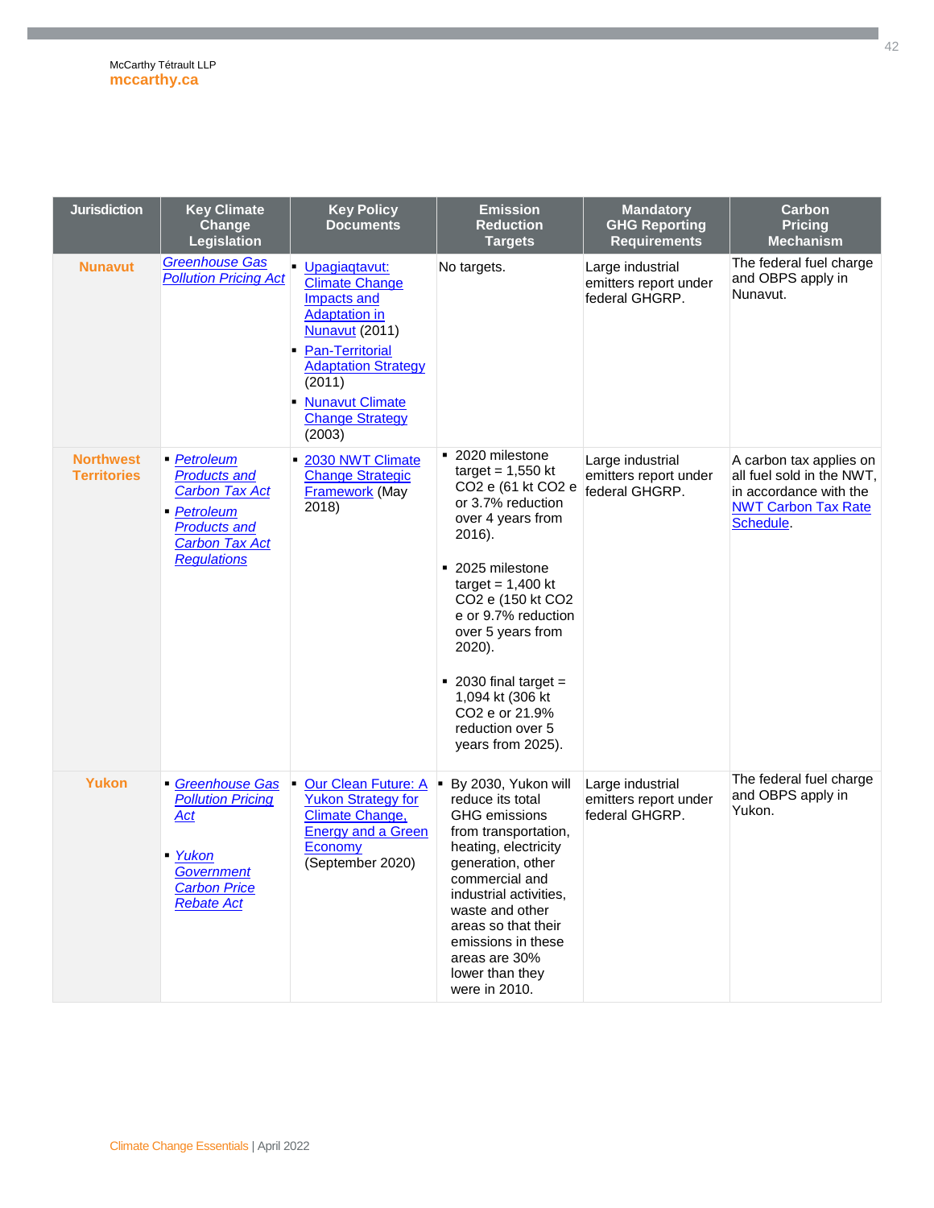| Jurisdiction | Key Climate Change Legislation | Key Policy Documents | Emission Reduction Targets | Mandatory GHG Reporting Requirements | Carbon Pricing Mechanism |
|---|---|---|---|---|---|
| **Nunavut** | *Greenhouse Gas Pollution Pricing Act* | ▪ Upagiaqtavut: Climate Change Impacts and Adaptation in Nunavut (2011)<br>▪ Pan-Territorial Adaptation Strategy (2011)<br>▪ Nunavut Climate Change Strategy (2003) | No targets. | Large industrial emitters report under federal GHGRP. | The federal fuel charge and OBPS apply in Nunavut. |
| **Northwest Territories** | ▪ *Petroleum Products and Carbon Tax Act*<br>▪ *Petroleum Products and Carbon Tax Act Regulations* | ▪ 2030 NWT Climate Change Strategic Framework (May 2018) | ▪ 2020 milestone target = 1,550 kt $CO_2$ e (61 kt $CO_2$ e or 3.7% reduction over 4 years from 2016).<br>▪ 2025 milestone target = 1,400 kt $CO_2$ e (150 kt $CO_2$ e or 9.7% reduction over 5 years from 2020).<br>▪ 2030 final target = 1,094 kt (306 kt $CO_2$ e or 21.9% reduction over 5 years from 2025). | Large industrial emitters report under federal GHGRP. | A carbon tax applies on all fuel sold in the NWT, in accordance with the NWT Carbon Tax Rate Schedule. |
| **Yukon** | ▪ *Greenhouse Gas Pollution Pricing Act*<br>▪ *Yukon Government Carbon Price Rebate Act* | ▪ Our Clean Future: A Yukon Strategy for Climate Change, Energy and a Green Economy (September 2020) | ▪ By 2030, Yukon will reduce its total GHG emissions from transportation, heating, electricity generation, other commercial and industrial activities, waste and other areas so that their emissions in these areas are 30% lower than they were in 2010. | Large industrial emitters report under federal GHGRP. | The federal fuel charge and OBPS apply in Yukon. |